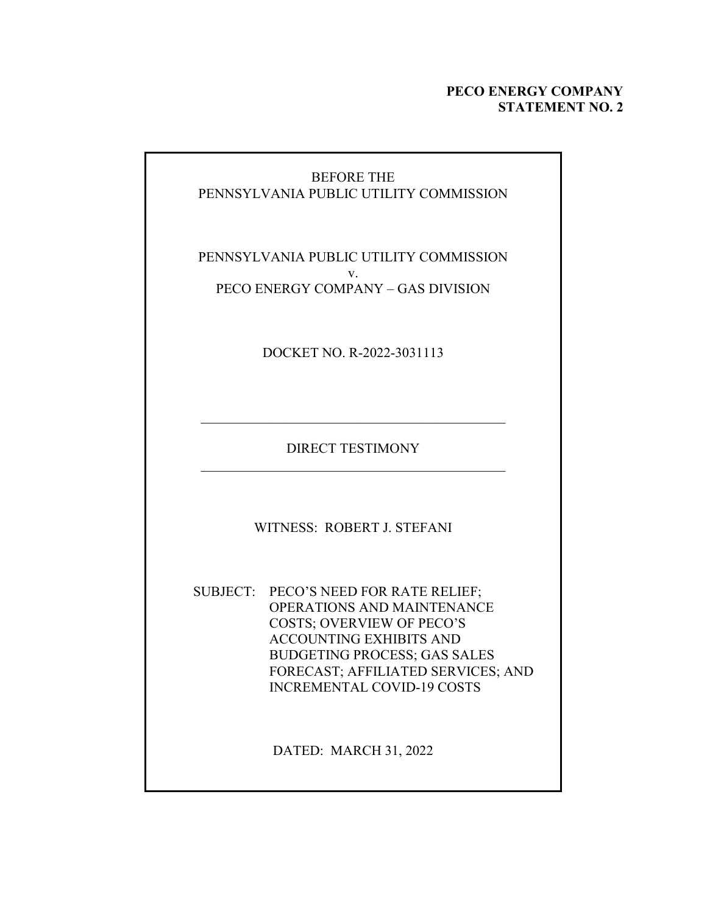**PECO ENERGY COMPANY**
**STATEMENT NO. 2**

BEFORE THE
PENNSYLVANIA PUBLIC UTILITY COMMISSION

PENNSYLVANIA PUBLIC UTILITY COMMISSION
v.
PECO ENERGY COMPANY – GAS DIVISION

DOCKET NO. R-2022-3031113

---

DIRECT TESTIMONY

---

WITNESS: ROBERT J. STEFANI

SUBJECT: PECO'S NEED FOR RATE RELIEF; OPERATIONS AND MAINTENANCE COSTS; OVERVIEW OF PECO'S ACCOUNTING EXHIBITS AND BUDGETING PROCESS; GAS SALES FORECAST; AFFILIATED SERVICES; AND INCREMENTAL COVID-19 COSTS

DATED: MARCH 31, 2022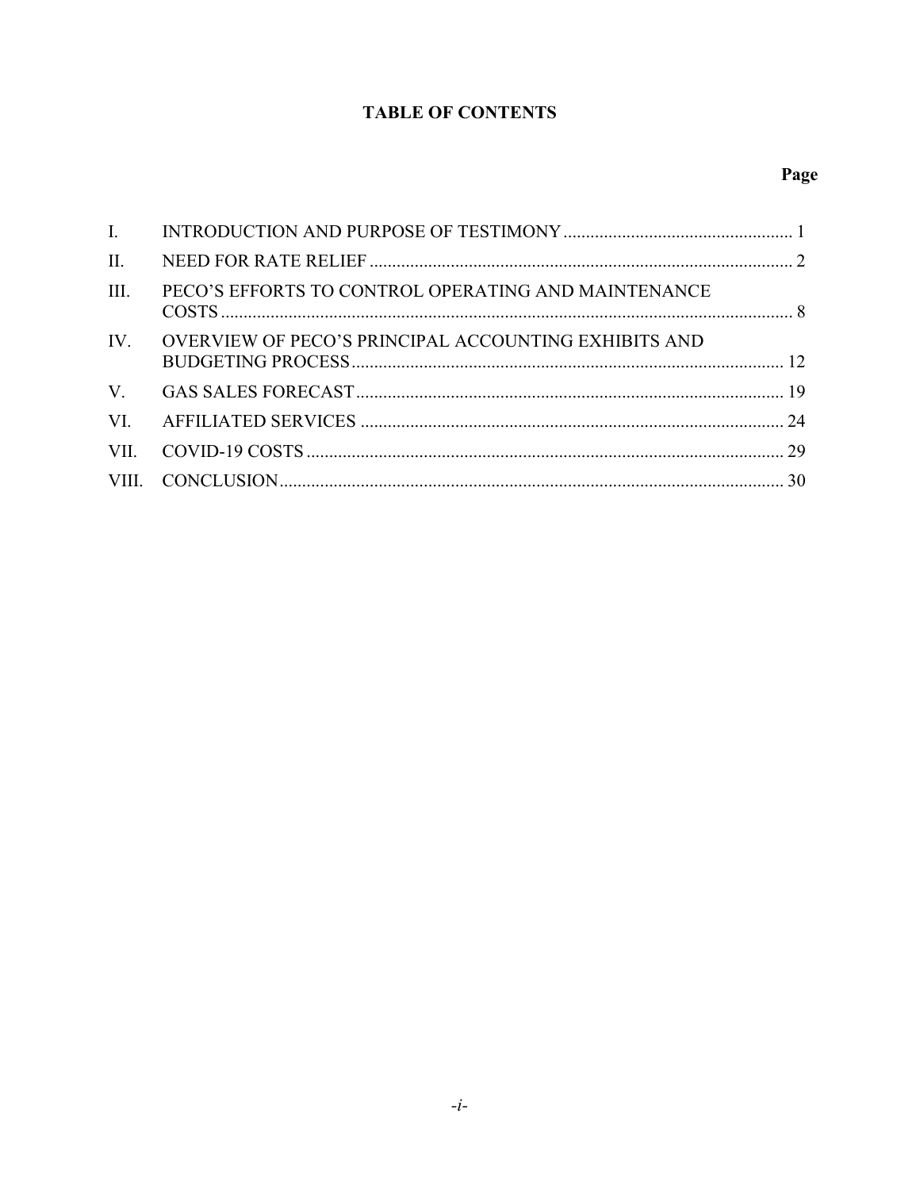# TABLE OF CONTENTS

| | | Page |
|---|---|---|
| I. | INTRODUCTION AND PURPOSE OF TESTIMONY | 1 |
| II. | NEED FOR RATE RELIEF | 2 |
| III. | PECO'S EFFORTS TO CONTROL OPERATING AND MAINTENANCE COSTS | 8 |
| IV. | OVERVIEW OF PECO'S PRINCIPAL ACCOUNTING EXHIBITS AND BUDGETING PROCESS | 12 |
| V. | GAS SALES FORECAST | 19 |
| VI. | AFFILIATED SERVICES | 24 |
| VII. | COVID-19 COSTS | 29 |
| VIII. | CONCLUSION | 30 |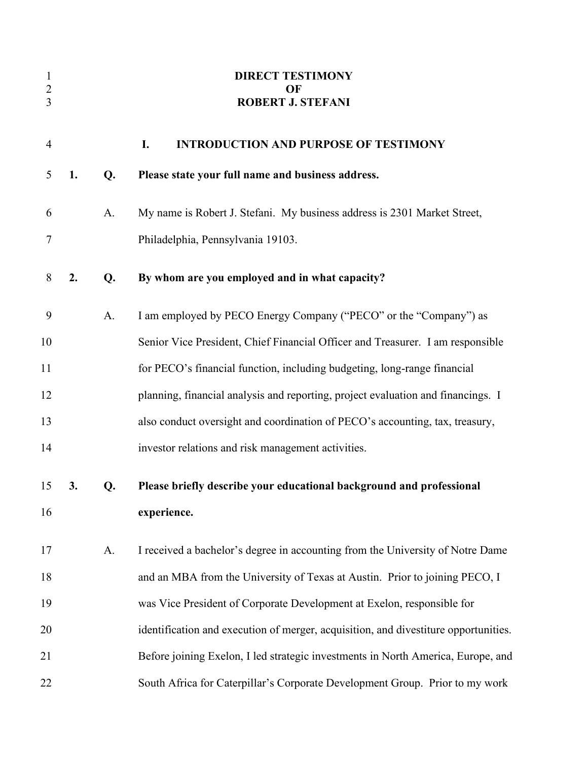# DIRECT TESTIMONY
# OF
# ROBERT J. STEFANI

## I. INTRODUCTION AND PURPOSE OF TESTIMONY

**1. Q. Please state your full name and business address.**

A. My name is Robert J. Stefani. My business address is 2301 Market Street, Philadelphia, Pennsylvania 19103.

**2. Q. By whom are you employed and in what capacity?**

A. I am employed by PECO Energy Company ("PECO" or the "Company") as Senior Vice President, Chief Financial Officer and Treasurer. I am responsible for PECO's financial function, including budgeting, long-range financial planning, financial analysis and reporting, project evaluation and financings. I also conduct oversight and coordination of PECO's accounting, tax, treasury, investor relations and risk management activities.

**3. Q. Please briefly describe your educational background and professional experience.**

A. I received a bachelor's degree in accounting from the University of Notre Dame and an MBA from the University of Texas at Austin. Prior to joining PECO, I was Vice President of Corporate Development at Exelon, responsible for identification and execution of merger, acquisition, and divestiture opportunities. Before joining Exelon, I led strategic investments in North America, Europe, and South Africa for Caterpillar's Corporate Development Group. Prior to my work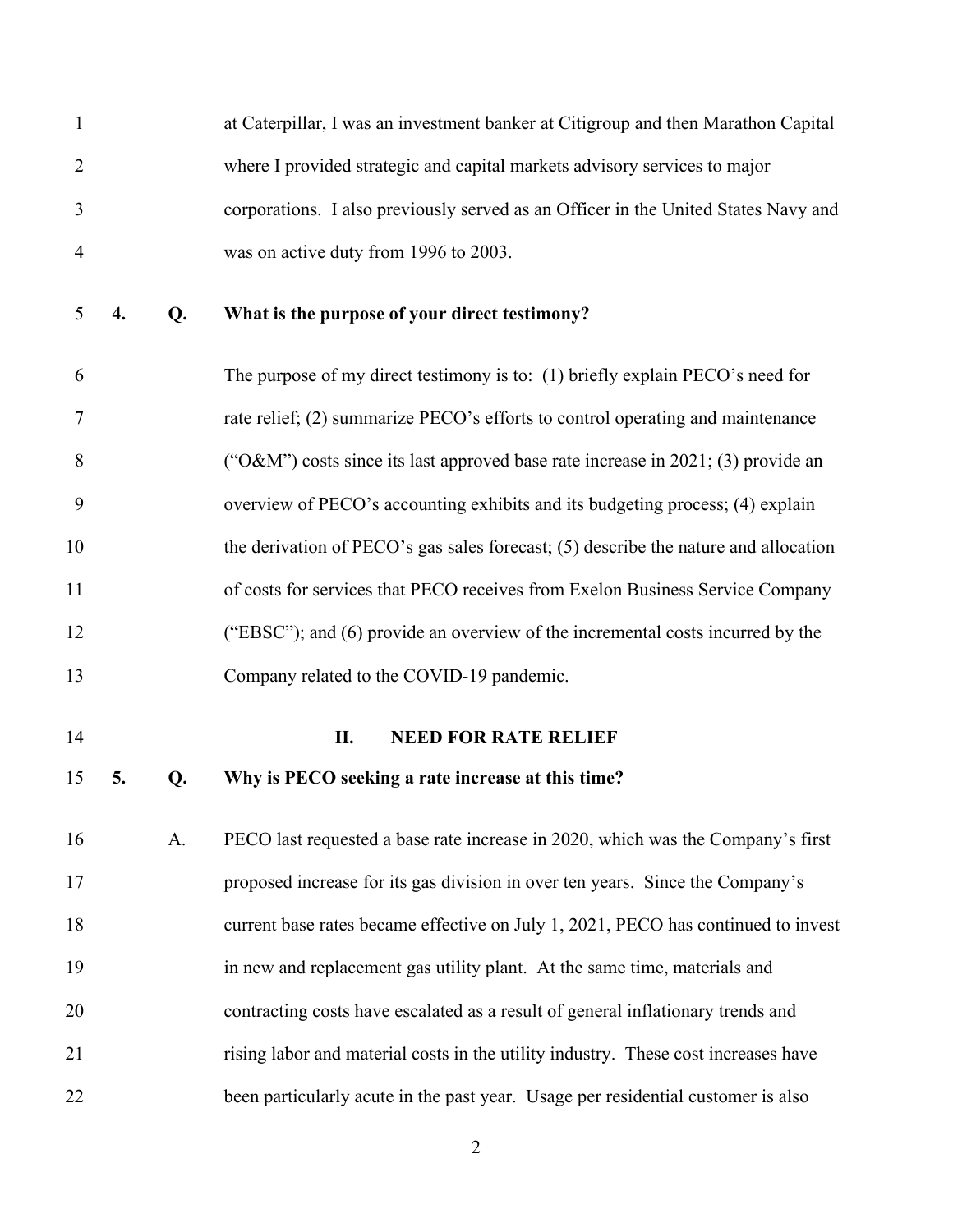at Caterpillar, I was an investment banker at Citigroup and then Marathon Capital where I provided strategic and capital markets advisory services to major corporations. I also previously served as an Officer in the United States Navy and was on active duty from 1996 to 2003.

**4. Q. What is the purpose of your direct testimony?**

The purpose of my direct testimony is to: (1) briefly explain PECO's need for rate relief; (2) summarize PECO's efforts to control operating and maintenance ("O&M") costs since its last approved base rate increase in 2021; (3) provide an overview of PECO's accounting exhibits and its budgeting process; (4) explain the derivation of PECO's gas sales forecast; (5) describe the nature and allocation of costs for services that PECO receives from Exelon Business Service Company ("EBSC"); and (6) provide an overview of the incremental costs incurred by the Company related to the COVID-19 pandemic.

## II. NEED FOR RATE RELIEF

**5. Q. Why is PECO seeking a rate increase at this time?**

A. PECO last requested a base rate increase in 2020, which was the Company's first proposed increase for its gas division in over ten years. Since the Company's current base rates became effective on July 1, 2021, PECO has continued to invest in new and replacement gas utility plant. At the same time, materials and contracting costs have escalated as a result of general inflationary trends and rising labor and material costs in the utility industry. These cost increases have been particularly acute in the past year. Usage per residential customer is also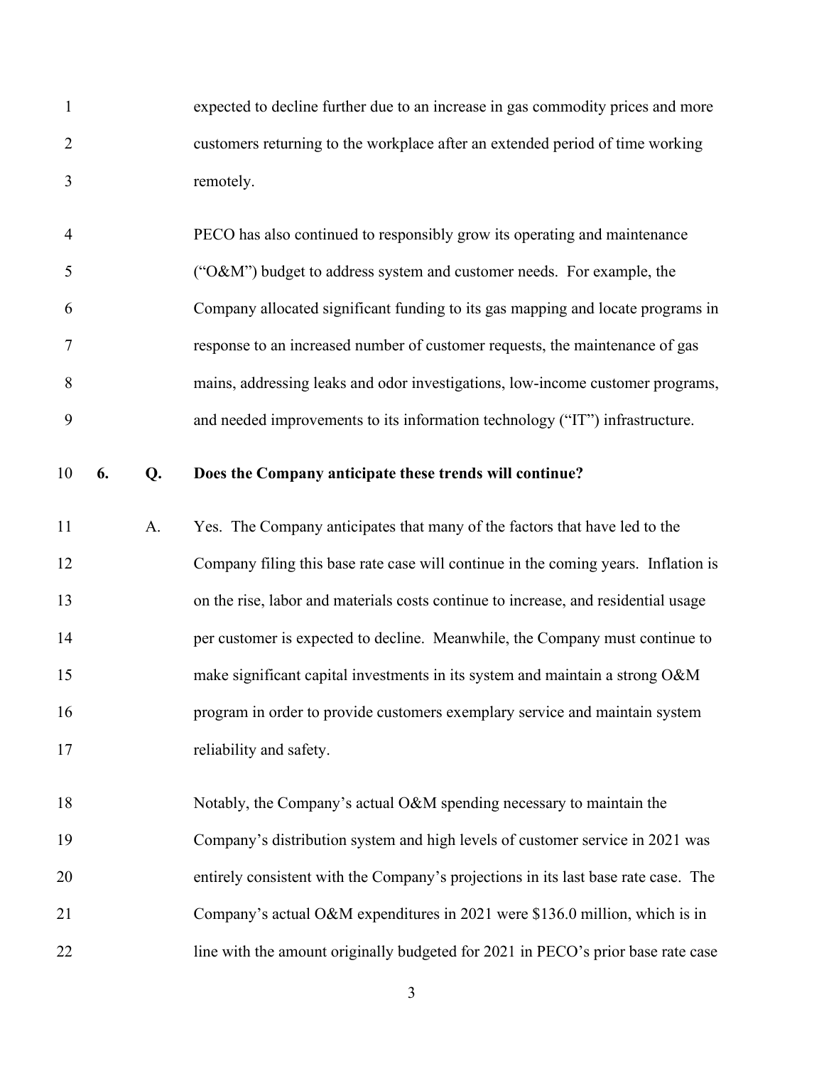expected to decline further due to an increase in gas commodity prices and more customers returning to the workplace after an extended period of time working remotely.

PECO has also continued to responsibly grow its operating and maintenance ("O&M") budget to address system and customer needs. For example, the Company allocated significant funding to its gas mapping and locate programs in response to an increased number of customer requests, the maintenance of gas mains, addressing leaks and odor investigations, low-income customer programs, and needed improvements to its information technology ("IT") infrastructure.

**6. Q. Does the Company anticipate these trends will continue?**

A. Yes. The Company anticipates that many of the factors that have led to the Company filing this base rate case will continue in the coming years. Inflation is on the rise, labor and materials costs continue to increase, and residential usage per customer is expected to decline. Meanwhile, the Company must continue to make significant capital investments in its system and maintain a strong O&M program in order to provide customers exemplary service and maintain system reliability and safety.

Notably, the Company's actual O&M spending necessary to maintain the Company's distribution system and high levels of customer service in 2021 was entirely consistent with the Company's projections in its last base rate case. The Company's actual O&M expenditures in 2021 were $136.0 million, which is in line with the amount originally budgeted for 2021 in PECO's prior base rate case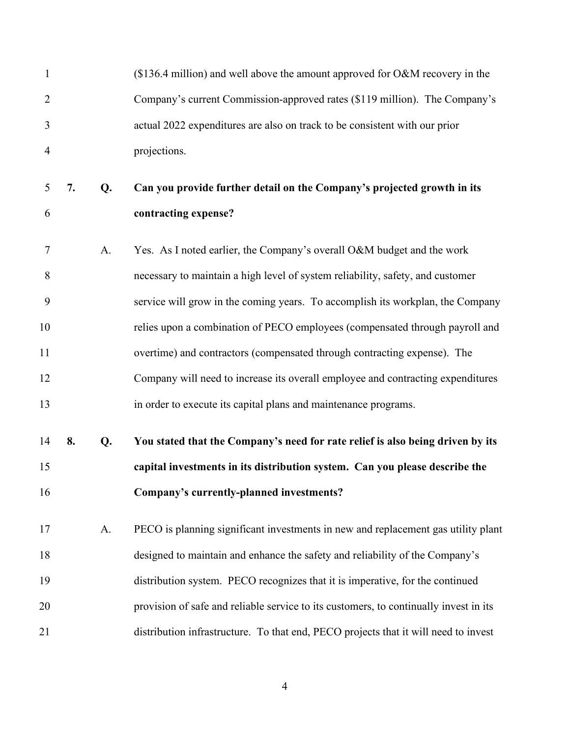($136.4 million) and well above the amount approved for O&M recovery in the Company's current Commission-approved rates ($119 million). The Company's actual 2022 expenditures are also on track to be consistent with our prior projections.

**7. Q. Can you provide further detail on the Company's projected growth in its contracting expense?**

A. Yes. As I noted earlier, the Company's overall O&M budget and the work necessary to maintain a high level of system reliability, safety, and customer service will grow in the coming years. To accomplish its workplan, the Company relies upon a combination of PECO employees (compensated through payroll and overtime) and contractors (compensated through contracting expense). The Company will need to increase its overall employee and contracting expenditures in order to execute its capital plans and maintenance programs.

**8. Q. You stated that the Company's need for rate relief is also being driven by its capital investments in its distribution system. Can you please describe the Company's currently-planned investments?**

A. PECO is planning significant investments in new and replacement gas utility plant designed to maintain and enhance the safety and reliability of the Company's distribution system. PECO recognizes that it is imperative, for the continued provision of safe and reliable service to its customers, to continually invest in its distribution infrastructure. To that end, PECO projects that it will need to invest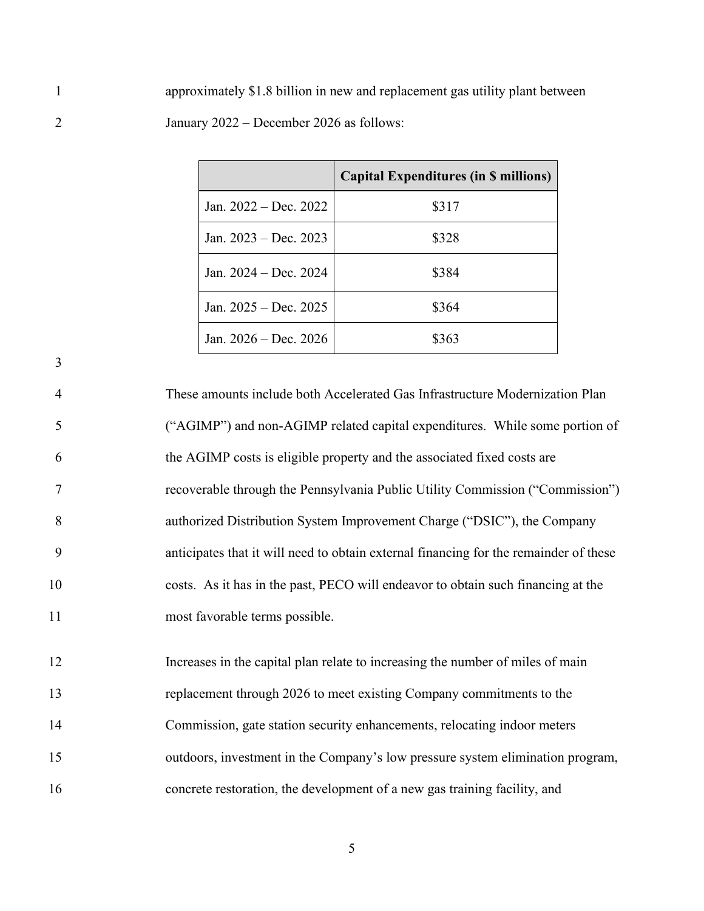approximately $1.8 billion in new and replacement gas utility plant between January 2022 – December 2026 as follows:

| | Capital Expenditures (in $ millions) |
|---|---|
| Jan. 2022 – Dec. 2022 | $317 |
| Jan. 2023 – Dec. 2023 | $328 |
| Jan. 2024 – Dec. 2024 | $384 |
| Jan. 2025 – Dec. 2025 | $364 |
| Jan. 2026 – Dec. 2026 | $363 |

These amounts include both Accelerated Gas Infrastructure Modernization Plan ("AGIMP") and non-AGIMP related capital expenditures. While some portion of the AGIMP costs is eligible property and the associated fixed costs are recoverable through the Pennsylvania Public Utility Commission ("Commission") authorized Distribution System Improvement Charge ("DSIC"), the Company anticipates that it will need to obtain external financing for the remainder of these costs. As it has in the past, PECO will endeavor to obtain such financing at the most favorable terms possible.

Increases in the capital plan relate to increasing the number of miles of main replacement through 2026 to meet existing Company commitments to the Commission, gate station security enhancements, relocating indoor meters outdoors, investment in the Company's low pressure system elimination program, concrete restoration, the development of a new gas training facility, and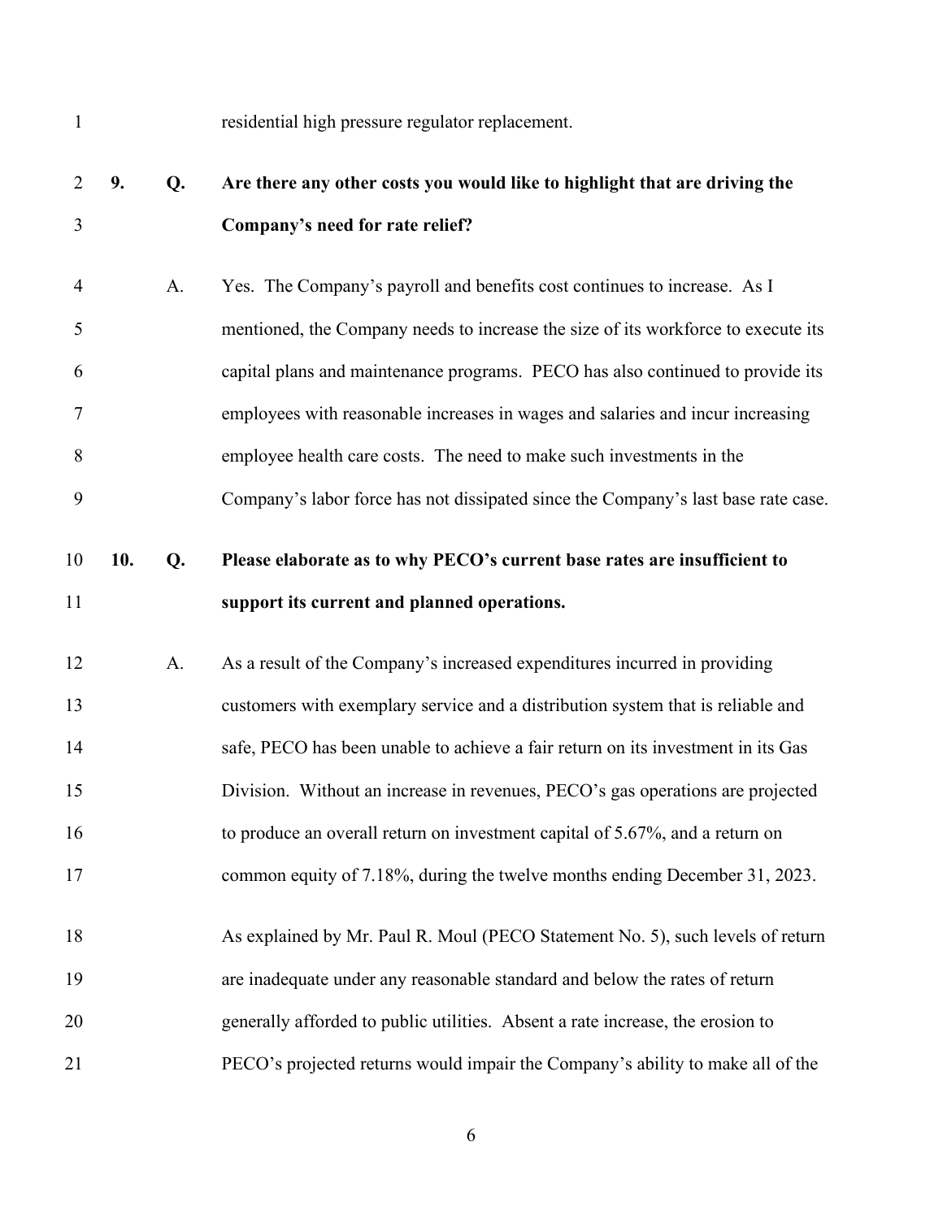residential high pressure regulator replacement.

**9. Q. Are there any other costs you would like to highlight that are driving the Company's need for rate relief?**

A. Yes. The Company's payroll and benefits cost continues to increase. As I mentioned, the Company needs to increase the size of its workforce to execute its capital plans and maintenance programs. PECO has also continued to provide its employees with reasonable increases in wages and salaries and incur increasing employee health care costs. The need to make such investments in the Company's labor force has not dissipated since the Company's last base rate case.

**10. Q. Please elaborate as to why PECO's current base rates are insufficient to support its current and planned operations.**

A. As a result of the Company's increased expenditures incurred in providing customers with exemplary service and a distribution system that is reliable and safe, PECO has been unable to achieve a fair return on its investment in its Gas Division. Without an increase in revenues, PECO's gas operations are projected to produce an overall return on investment capital of 5.67%, and a return on common equity of 7.18%, during the twelve months ending December 31, 2023.

As explained by Mr. Paul R. Moul (PECO Statement No. 5), such levels of return are inadequate under any reasonable standard and below the rates of return generally afforded to public utilities. Absent a rate increase, the erosion to PECO's projected returns would impair the Company's ability to make all of the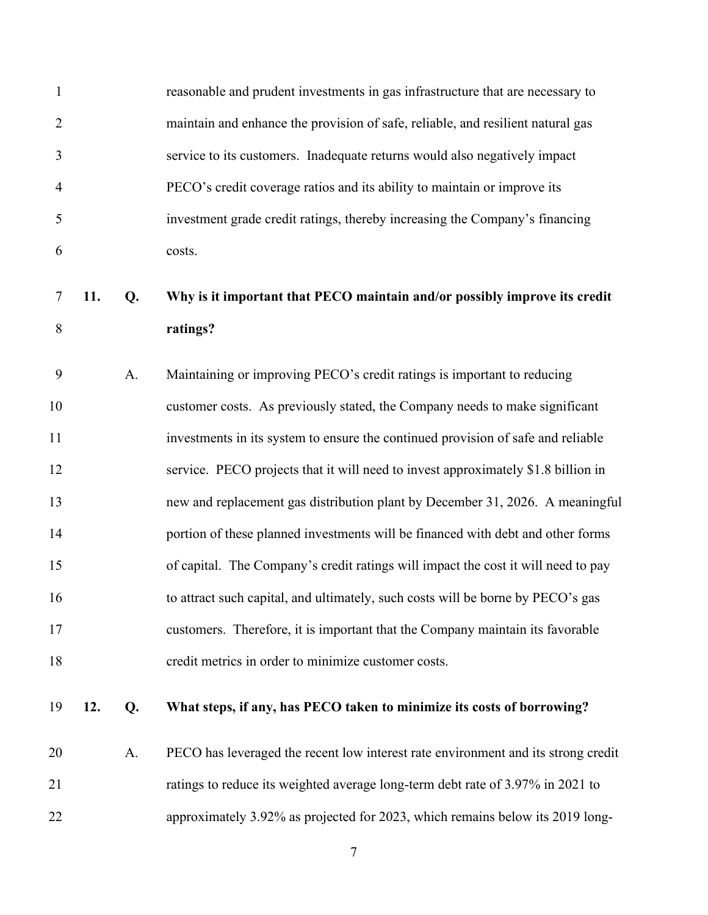reasonable and prudent investments in gas infrastructure that are necessary to maintain and enhance the provision of safe, reliable, and resilient natural gas service to its customers. Inadequate returns would also negatively impact PECO's credit coverage ratios and its ability to maintain or improve its investment grade credit ratings, thereby increasing the Company's financing costs.

**11. Q. Why is it important that PECO maintain and/or possibly improve its credit ratings?**

A. Maintaining or improving PECO's credit ratings is important to reducing customer costs. As previously stated, the Company needs to make significant investments in its system to ensure the continued provision of safe and reliable service. PECO projects that it will need to invest approximately $1.8 billion in new and replacement gas distribution plant by December 31, 2026. A meaningful portion of these planned investments will be financed with debt and other forms of capital. The Company's credit ratings will impact the cost it will need to pay to attract such capital, and ultimately, such costs will be borne by PECO's gas customers. Therefore, it is important that the Company maintain its favorable credit metrics in order to minimize customer costs.

**12. Q. What steps, if any, has PECO taken to minimize its costs of borrowing?**

A. PECO has leveraged the recent low interest rate environment and its strong credit ratings to reduce its weighted average long-term debt rate of 3.97% in 2021 to approximately 3.92% as projected for 2023, which remains below its 2019 long-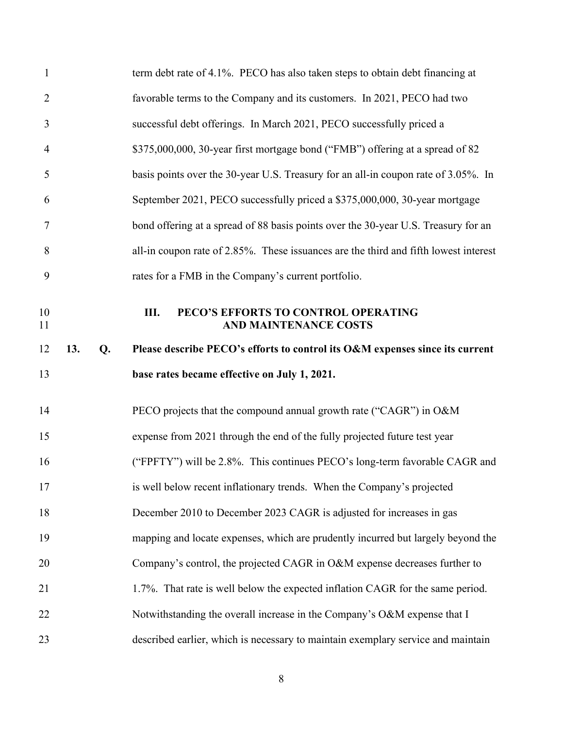term debt rate of 4.1%. PECO has also taken steps to obtain debt financing at favorable terms to the Company and its customers. In 2021, PECO had two successful debt offerings. In March 2021, PECO successfully priced a $375,000,000, 30-year first mortgage bond ("FMB") offering at a spread of 82 basis points over the 30-year U.S. Treasury for an all-in coupon rate of 3.05%. In September 2021, PECO successfully priced a $375,000,000, 30-year mortgage bond offering at a spread of 88 basis points over the 30-year U.S. Treasury for an all-in coupon rate of 2.85%. These issuances are the third and fifth lowest interest rates for a FMB in the Company's current portfolio.

## III. PECO'S EFFORTS TO CONTROL OPERATING AND MAINTENANCE COSTS

**13. Q. Please describe PECO's efforts to control its O&M expenses since its current base rates became effective on July 1, 2021.**

PECO projects that the compound annual growth rate ("CAGR") in O&M expense from 2021 through the end of the fully projected future test year ("FPFTY") will be 2.8%. This continues PECO's long-term favorable CAGR and is well below recent inflationary trends. When the Company's projected December 2010 to December 2023 CAGR is adjusted for increases in gas mapping and locate expenses, which are prudently incurred but largely beyond the Company's control, the projected CAGR in O&M expense decreases further to 1.7%. That rate is well below the expected inflation CAGR for the same period. Notwithstanding the overall increase in the Company's O&M expense that I described earlier, which is necessary to maintain exemplary service and maintain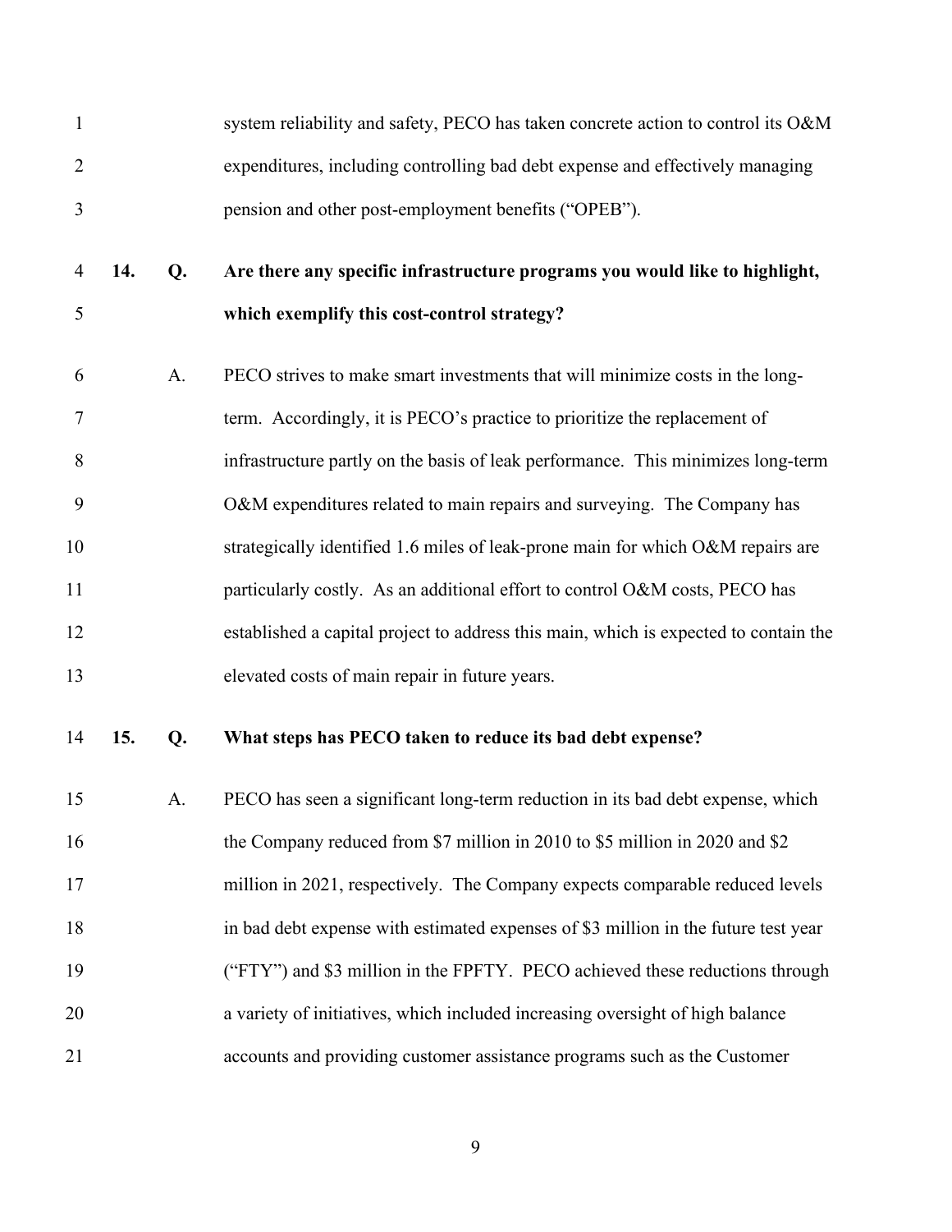system reliability and safety, PECO has taken concrete action to control its O&M expenditures, including controlling bad debt expense and effectively managing pension and other post-employment benefits ("OPEB").

**14. Q. Are there any specific infrastructure programs you would like to highlight, which exemplify this cost-control strategy?**

A. PECO strives to make smart investments that will minimize costs in the long-term. Accordingly, it is PECO's practice to prioritize the replacement of infrastructure partly on the basis of leak performance. This minimizes long-term O&M expenditures related to main repairs and surveying. The Company has strategically identified 1.6 miles of leak-prone main for which O&M repairs are particularly costly. As an additional effort to control O&M costs, PECO has established a capital project to address this main, which is expected to contain the elevated costs of main repair in future years.

**15. Q. What steps has PECO taken to reduce its bad debt expense?**

A. PECO has seen a significant long-term reduction in its bad debt expense, which the Company reduced from $7 million in 2010 to $5 million in 2020 and $2 million in 2021, respectively. The Company expects comparable reduced levels in bad debt expense with estimated expenses of $3 million in the future test year ("FTY") and $3 million in the FPFTY. PECO achieved these reductions through a variety of initiatives, which included increasing oversight of high balance accounts and providing customer assistance programs such as the Customer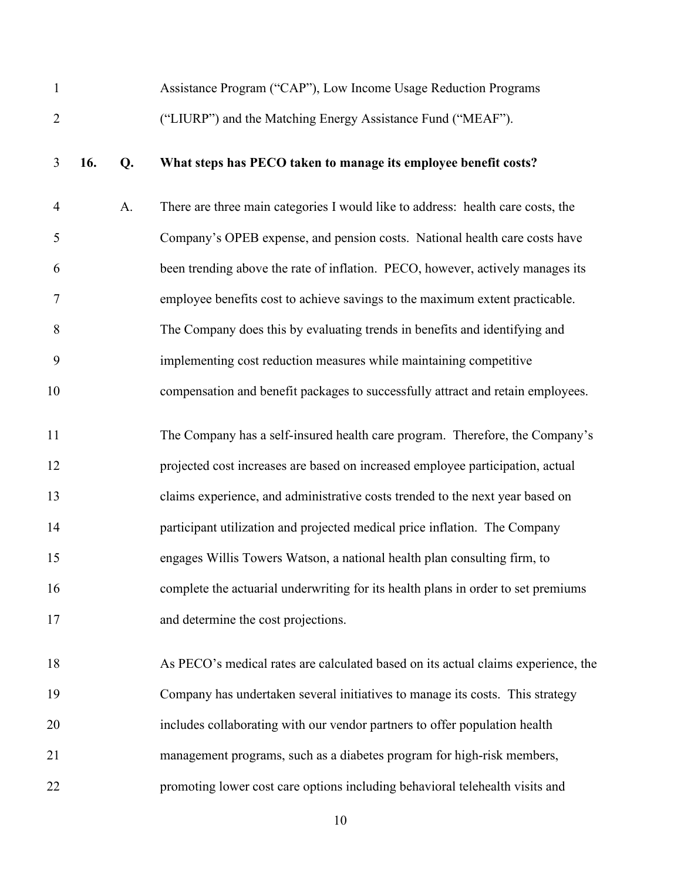Assistance Program ("CAP"), Low Income Usage Reduction Programs ("LIURP") and the Matching Energy Assistance Fund ("MEAF").

**16. Q. What steps has PECO taken to manage its employee benefit costs?**

A. There are three main categories I would like to address: health care costs, the Company's OPEB expense, and pension costs. National health care costs have been trending above the rate of inflation. PECO, however, actively manages its employee benefits cost to achieve savings to the maximum extent practicable. The Company does this by evaluating trends in benefits and identifying and implementing cost reduction measures while maintaining competitive compensation and benefit packages to successfully attract and retain employees.

The Company has a self-insured health care program. Therefore, the Company's projected cost increases are based on increased employee participation, actual claims experience, and administrative costs trended to the next year based on participant utilization and projected medical price inflation. The Company engages Willis Towers Watson, a national health plan consulting firm, to complete the actuarial underwriting for its health plans in order to set premiums and determine the cost projections.

As PECO's medical rates are calculated based on its actual claims experience, the Company has undertaken several initiatives to manage its costs. This strategy includes collaborating with our vendor partners to offer population health management programs, such as a diabetes program for high-risk members, promoting lower cost care options including behavioral telehealth visits and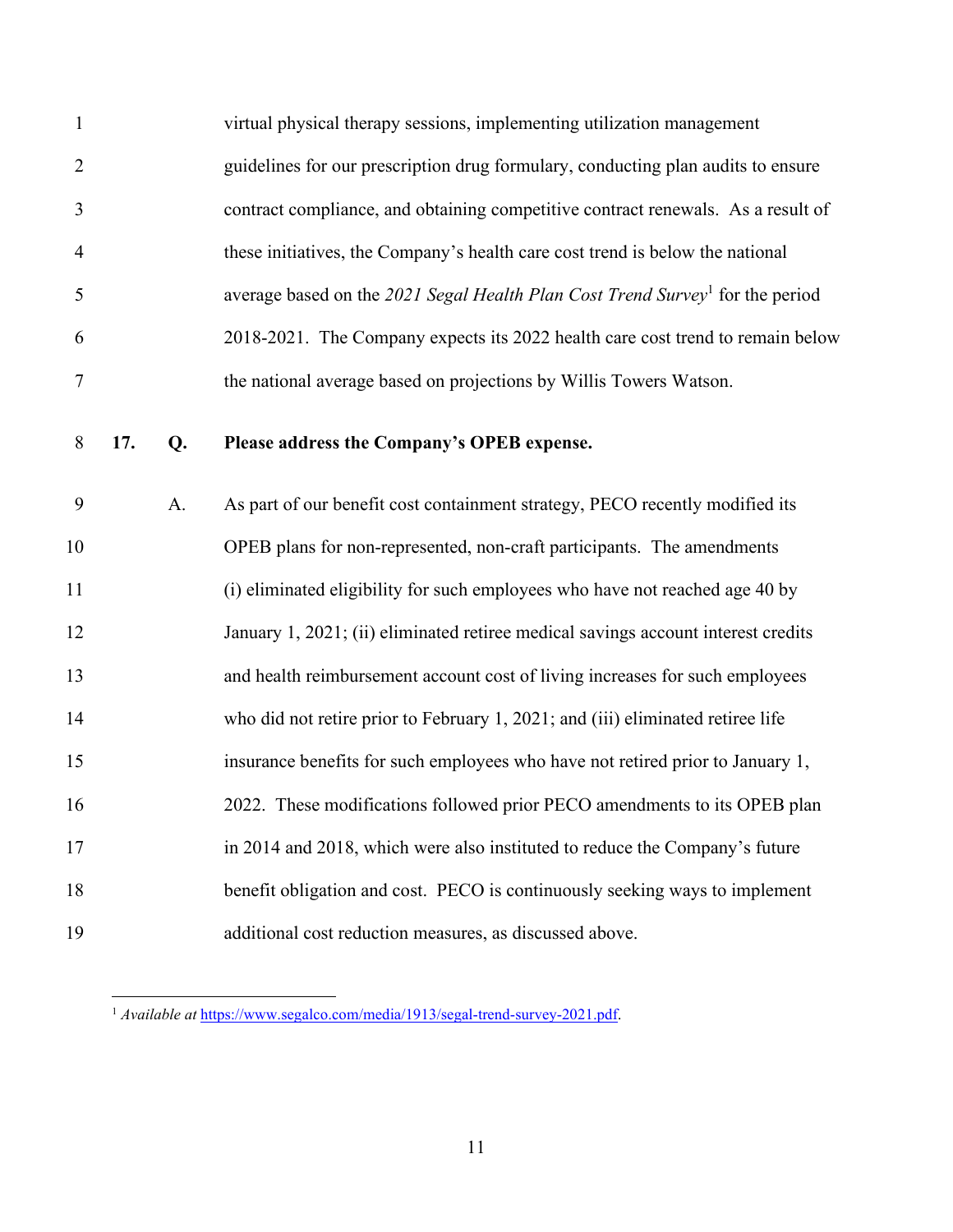virtual physical therapy sessions, implementing utilization management guidelines for our prescription drug formulary, conducting plan audits to ensure contract compliance, and obtaining competitive contract renewals. As a result of these initiatives, the Company's health care cost trend is below the national average based on the *2021 Segal Health Plan Cost Trend Survey*[1] for the period 2018-2021. The Company expects its 2022 health care cost trend to remain below the national average based on projections by Willis Towers Watson.

**17. Q. Please address the Company's OPEB expense.**

A. As part of our benefit cost containment strategy, PECO recently modified its OPEB plans for non-represented, non-craft participants. The amendments (i) eliminated eligibility for such employees who have not reached age 40 by January 1, 2021; (ii) eliminated retiree medical savings account interest credits and health reimbursement account cost of living increases for such employees who did not retire prior to February 1, 2021; and (iii) eliminated retiree life insurance benefits for such employees who have not retired prior to January 1, 2022. These modifications followed prior PECO amendments to its OPEB plan in 2014 and 2018, which were also instituted to reduce the Company's future benefit obligation and cost. PECO is continuously seeking ways to implement additional cost reduction measures, as discussed above.

---

[1] *Available at* https://www.segalco.com/media/1913/segal-trend-survey-2021.pdf.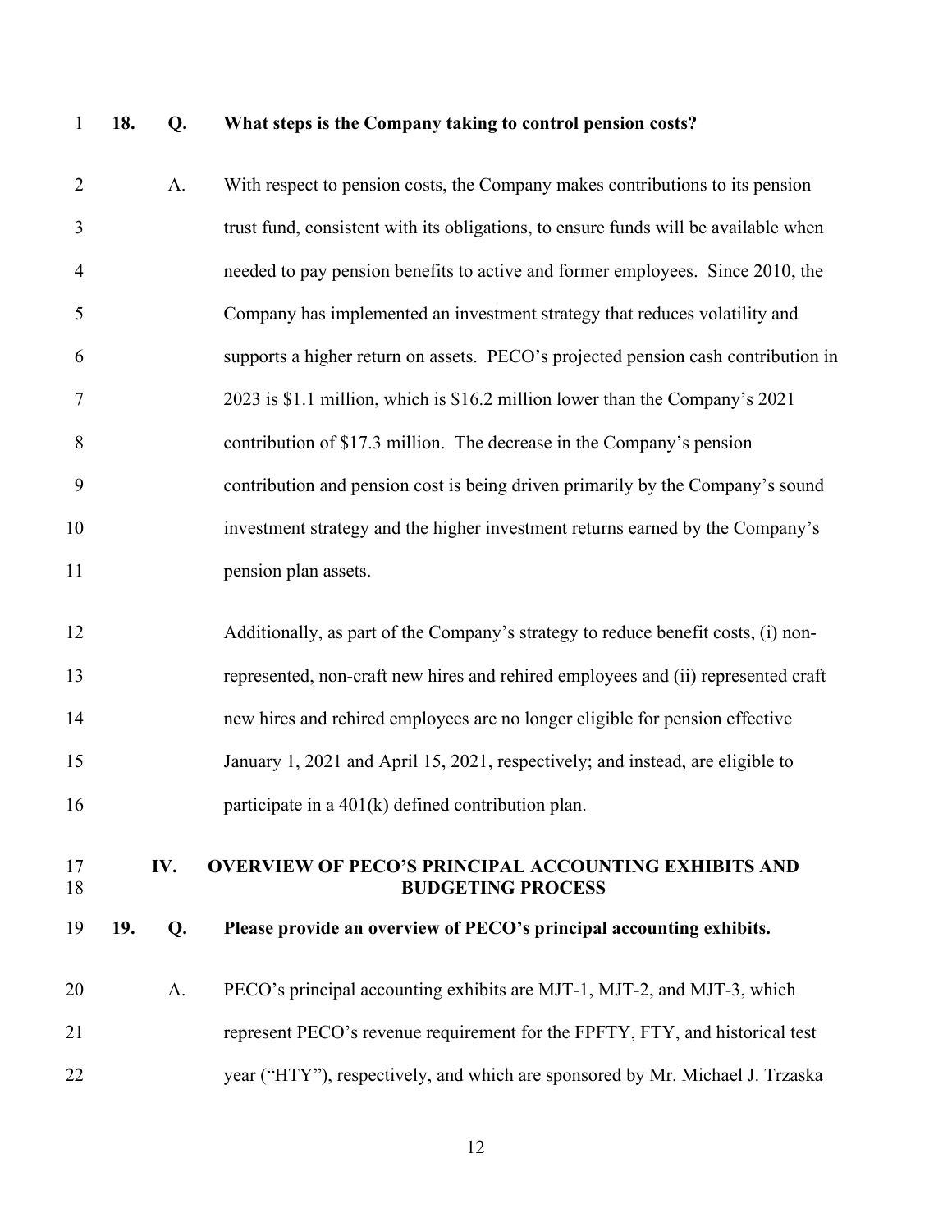**18. Q. What steps is the Company taking to control pension costs?**

A. With respect to pension costs, the Company makes contributions to its pension trust fund, consistent with its obligations, to ensure funds will be available when needed to pay pension benefits to active and former employees. Since 2010, the Company has implemented an investment strategy that reduces volatility and supports a higher return on assets. PECO's projected pension cash contribution in 2023 is $1.1 million, which is $16.2 million lower than the Company's 2021 contribution of $17.3 million. The decrease in the Company's pension contribution and pension cost is being driven primarily by the Company's sound investment strategy and the higher investment returns earned by the Company's pension plan assets.

Additionally, as part of the Company's strategy to reduce benefit costs, (i) non-represented, non-craft new hires and rehired employees and (ii) represented craft new hires and rehired employees are no longer eligible for pension effective January 1, 2021 and April 15, 2021, respectively; and instead, are eligible to participate in a 401(k) defined contribution plan.

## IV. OVERVIEW OF PECO'S PRINCIPAL ACCOUNTING EXHIBITS AND BUDGETING PROCESS

**19. Q. Please provide an overview of PECO's principal accounting exhibits.**

A. PECO's principal accounting exhibits are MJT-1, MJT-2, and MJT-3, which represent PECO's revenue requirement for the FPFTY, FTY, and historical test year ("HTY"), respectively, and which are sponsored by Mr. Michael J. Trzaska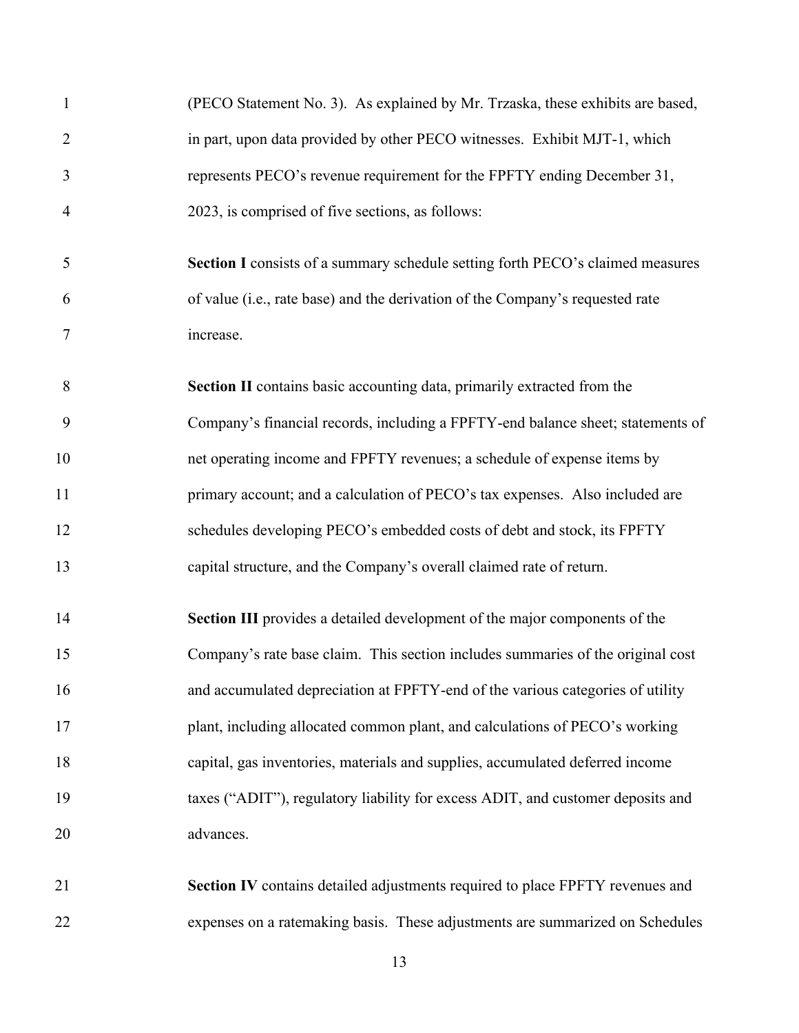(PECO Statement No. 3). As explained by Mr. Trzaska, these exhibits are based, in part, upon data provided by other PECO witnesses. Exhibit MJT-1, which represents PECO's revenue requirement for the FPFTY ending December 31, 2023, is comprised of five sections, as follows:

**Section I** consists of a summary schedule setting forth PECO's claimed measures of value (i.e., rate base) and the derivation of the Company's requested rate increase.

**Section II** contains basic accounting data, primarily extracted from the Company's financial records, including a FPFTY-end balance sheet; statements of net operating income and FPFTY revenues; a schedule of expense items by primary account; and a calculation of PECO's tax expenses. Also included are schedules developing PECO's embedded costs of debt and stock, its FPFTY capital structure, and the Company's overall claimed rate of return.

**Section III** provides a detailed development of the major components of the Company's rate base claim. This section includes summaries of the original cost and accumulated depreciation at FPFTY-end of the various categories of utility plant, including allocated common plant, and calculations of PECO's working capital, gas inventories, materials and supplies, accumulated deferred income taxes ("ADIT"), regulatory liability for excess ADIT, and customer deposits and advances.

**Section IV** contains detailed adjustments required to place FPFTY revenues and expenses on a ratemaking basis. These adjustments are summarized on Schedules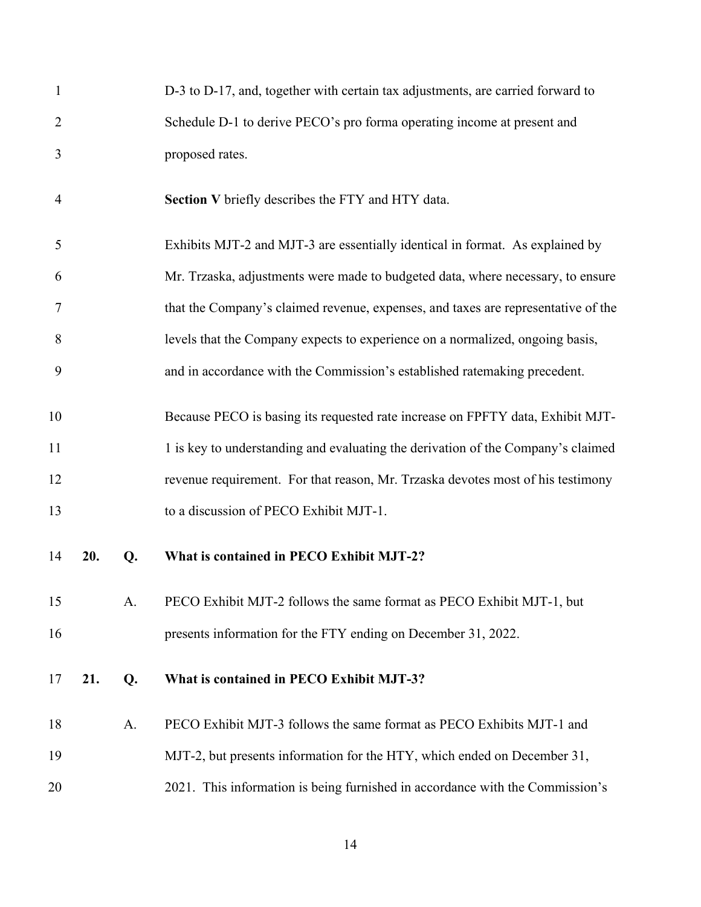D-3 to D-17, and, together with certain tax adjustments, are carried forward to Schedule D-1 to derive PECO's pro forma operating income at present and proposed rates.

**Section V** briefly describes the FTY and HTY data.

Exhibits MJT-2 and MJT-3 are essentially identical in format. As explained by Mr. Trzaska, adjustments were made to budgeted data, where necessary, to ensure that the Company's claimed revenue, expenses, and taxes are representative of the levels that the Company expects to experience on a normalized, ongoing basis, and in accordance with the Commission's established ratemaking precedent.

Because PECO is basing its requested rate increase on FPFTY data, Exhibit MJT-1 is key to understanding and evaluating the derivation of the Company's claimed revenue requirement. For that reason, Mr. Trzaska devotes most of his testimony to a discussion of PECO Exhibit MJT-1.

**20. Q. What is contained in PECO Exhibit MJT-2?**

A. PECO Exhibit MJT-2 follows the same format as PECO Exhibit MJT-1, but presents information for the FTY ending on December 31, 2022.

**21. Q. What is contained in PECO Exhibit MJT-3?**

A. PECO Exhibit MJT-3 follows the same format as PECO Exhibits MJT-1 and MJT-2, but presents information for the HTY, which ended on December 31, 2021. This information is being furnished in accordance with the Commission's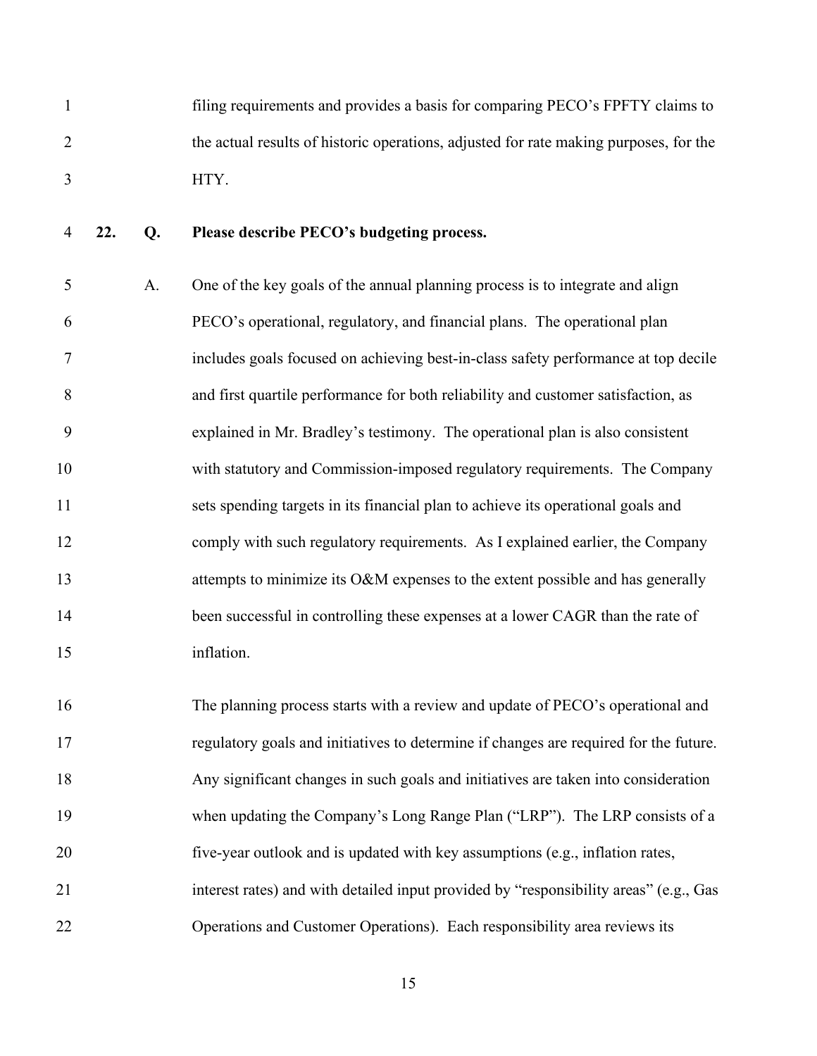filing requirements and provides a basis for comparing PECO's FPFTY claims to the actual results of historic operations, adjusted for rate making purposes, for the HTY.

**22. Q. Please describe PECO's budgeting process.**

A. One of the key goals of the annual planning process is to integrate and align PECO's operational, regulatory, and financial plans. The operational plan includes goals focused on achieving best-in-class safety performance at top decile and first quartile performance for both reliability and customer satisfaction, as explained in Mr. Bradley's testimony. The operational plan is also consistent with statutory and Commission-imposed regulatory requirements. The Company sets spending targets in its financial plan to achieve its operational goals and comply with such regulatory requirements. As I explained earlier, the Company attempts to minimize its O&M expenses to the extent possible and has generally been successful in controlling these expenses at a lower CAGR than the rate of inflation.

The planning process starts with a review and update of PECO's operational and regulatory goals and initiatives to determine if changes are required for the future. Any significant changes in such goals and initiatives are taken into consideration when updating the Company's Long Range Plan ("LRP"). The LRP consists of a five-year outlook and is updated with key assumptions (e.g., inflation rates, interest rates) and with detailed input provided by "responsibility areas" (e.g., Gas Operations and Customer Operations). Each responsibility area reviews its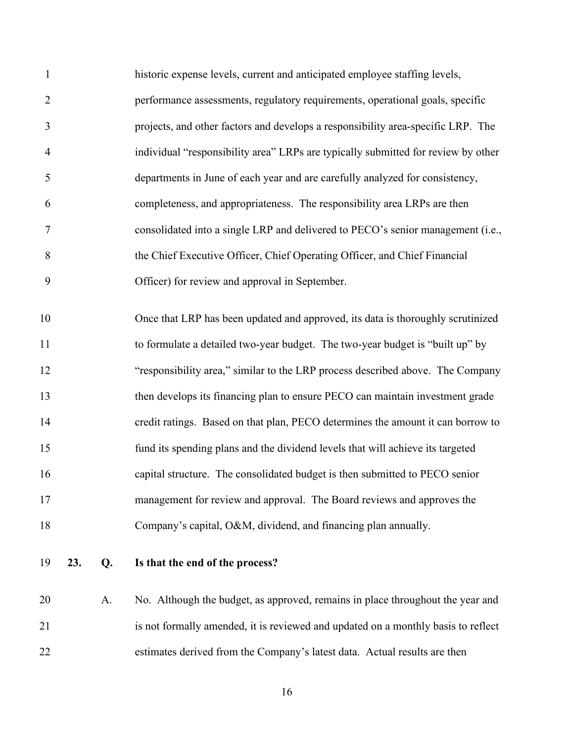historic expense levels, current and anticipated employee staffing levels, performance assessments, regulatory requirements, operational goals, specific projects, and other factors and develops a responsibility area-specific LRP. The individual "responsibility area" LRPs are typically submitted for review by other departments in June of each year and are carefully analyzed for consistency, completeness, and appropriateness. The responsibility area LRPs are then consolidated into a single LRP and delivered to PECO's senior management (i.e., the Chief Executive Officer, Chief Operating Officer, and Chief Financial Officer) for review and approval in September.

Once that LRP has been updated and approved, its data is thoroughly scrutinized to formulate a detailed two-year budget. The two-year budget is "built up" by "responsibility area," similar to the LRP process described above. The Company then develops its financing plan to ensure PECO can maintain investment grade credit ratings. Based on that plan, PECO determines the amount it can borrow to fund its spending plans and the dividend levels that will achieve its targeted capital structure. The consolidated budget is then submitted to PECO senior management for review and approval. The Board reviews and approves the Company's capital, O&M, dividend, and financing plan annually.

**23. Q. Is that the end of the process?**

A. No. Although the budget, as approved, remains in place throughout the year and is not formally amended, it is reviewed and updated on a monthly basis to reflect estimates derived from the Company's latest data. Actual results are then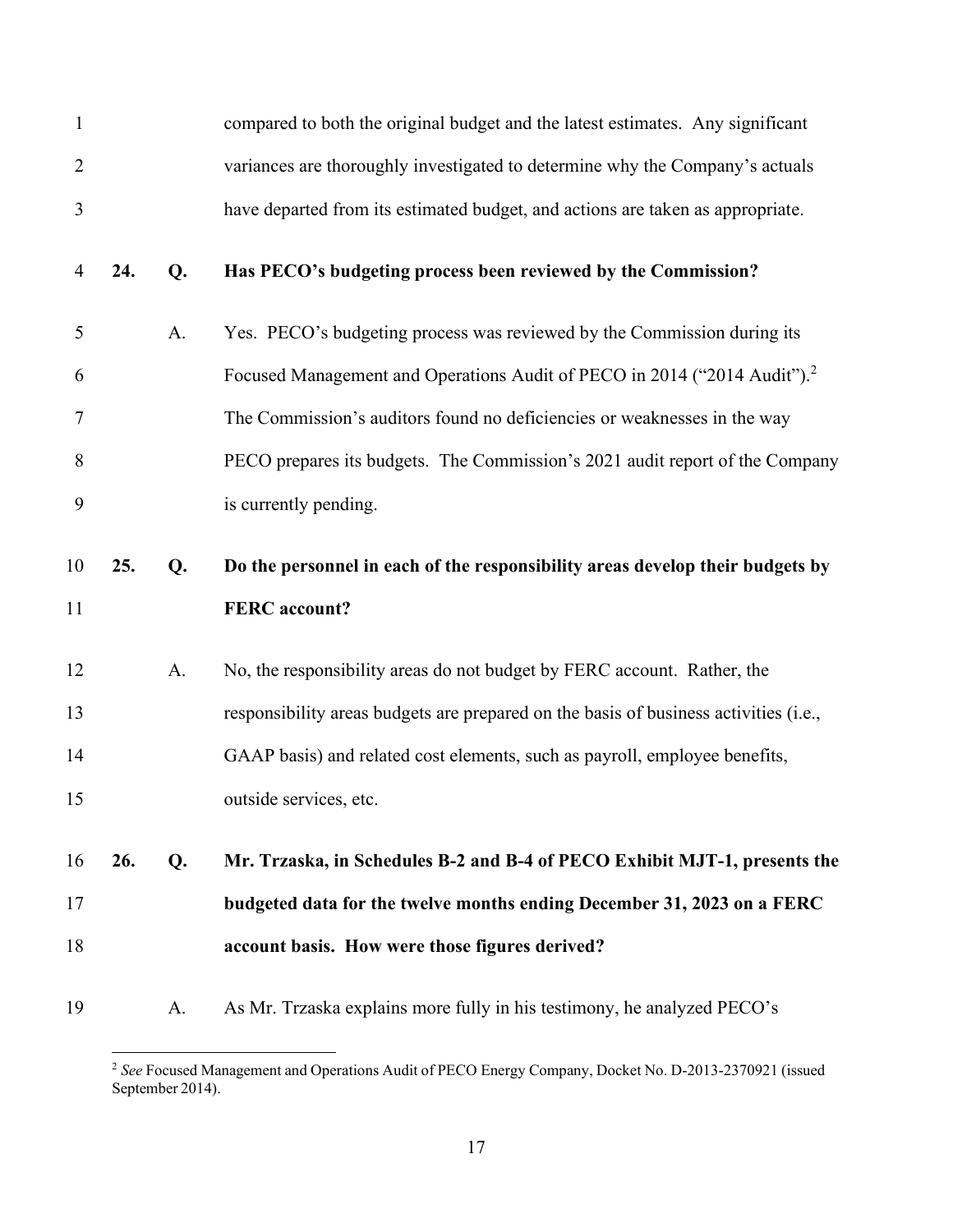compared to both the original budget and the latest estimates. Any significant variances are thoroughly investigated to determine why the Company's actuals have departed from its estimated budget, and actions are taken as appropriate.

**24. Q. Has PECO's budgeting process been reviewed by the Commission?**

A. Yes. PECO's budgeting process was reviewed by the Commission during its Focused Management and Operations Audit of PECO in 2014 ("2014 Audit").[2] The Commission's auditors found no deficiencies or weaknesses in the way PECO prepares its budgets. The Commission's 2021 audit report of the Company is currently pending.

**25. Q. Do the personnel in each of the responsibility areas develop their budgets by FERC account?**

A. No, the responsibility areas do not budget by FERC account. Rather, the responsibility areas budgets are prepared on the basis of business activities (i.e., GAAP basis) and related cost elements, such as payroll, employee benefits, outside services, etc.

**26. Q. Mr. Trzaska, in Schedules B-2 and B-4 of PECO Exhibit MJT-1, presents the budgeted data for the twelve months ending December 31, 2023 on a FERC account basis. How were those figures derived?**

A. As Mr. Trzaska explains more fully in his testimony, he analyzed PECO's

---

[2] *See* Focused Management and Operations Audit of PECO Energy Company, Docket No. D-2013-2370921 (issued September 2014).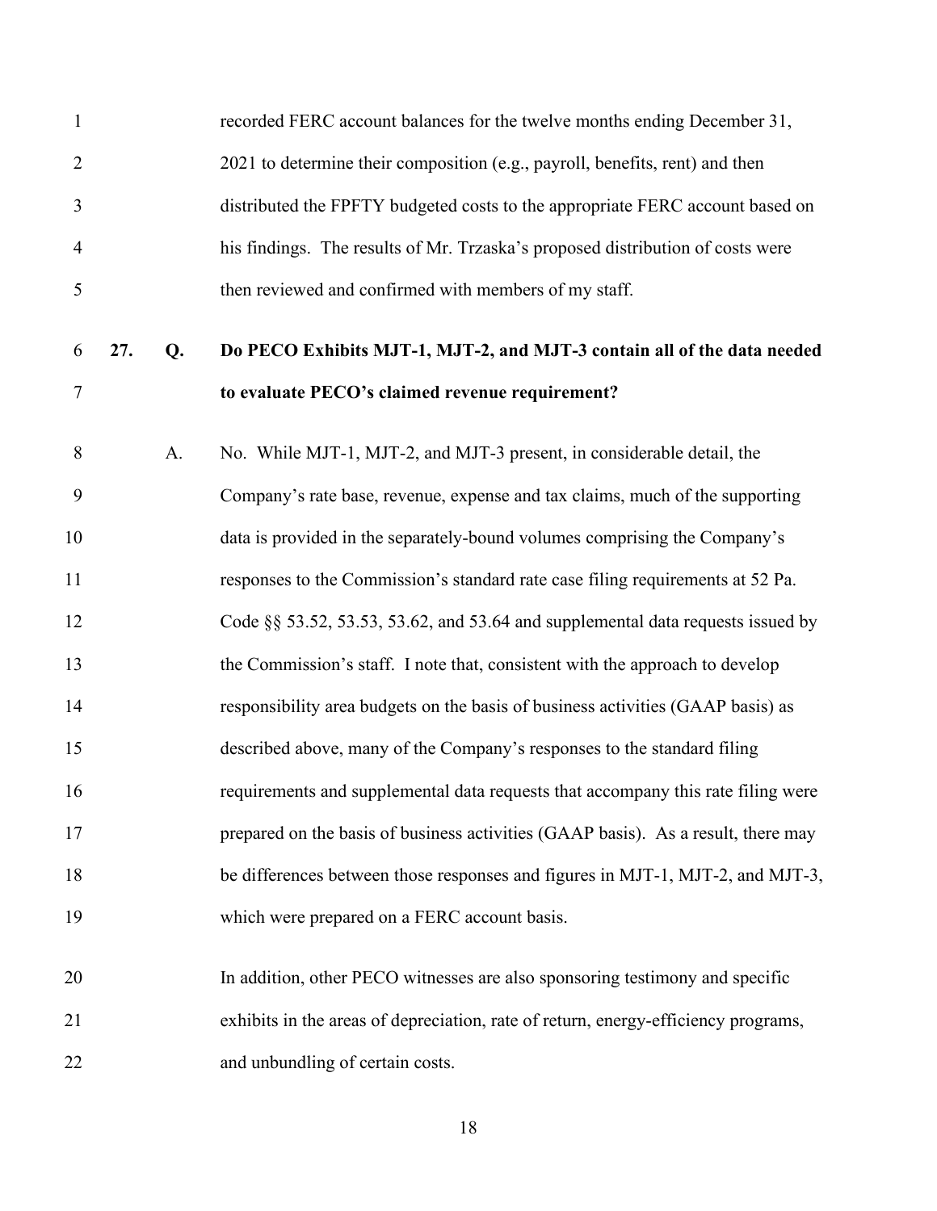recorded FERC account balances for the twelve months ending December 31, 2021 to determine their composition (e.g., payroll, benefits, rent) and then distributed the FPFTY budgeted costs to the appropriate FERC account based on his findings. The results of Mr. Trzaska's proposed distribution of costs were then reviewed and confirmed with members of my staff.

**27. Q. Do PECO Exhibits MJT-1, MJT-2, and MJT-3 contain all of the data needed to evaluate PECO's claimed revenue requirement?**

A. No. While MJT-1, MJT-2, and MJT-3 present, in considerable detail, the Company's rate base, revenue, expense and tax claims, much of the supporting data is provided in the separately-bound volumes comprising the Company's responses to the Commission's standard rate case filing requirements at 52 Pa. Code §§ 53.52, 53.53, 53.62, and 53.64 and supplemental data requests issued by the Commission's staff. I note that, consistent with the approach to develop responsibility area budgets on the basis of business activities (GAAP basis) as described above, many of the Company's responses to the standard filing requirements and supplemental data requests that accompany this rate filing were prepared on the basis of business activities (GAAP basis). As a result, there may be differences between those responses and figures in MJT-1, MJT-2, and MJT-3, which were prepared on a FERC account basis.

In addition, other PECO witnesses are also sponsoring testimony and specific exhibits in the areas of depreciation, rate of return, energy-efficiency programs, and unbundling of certain costs.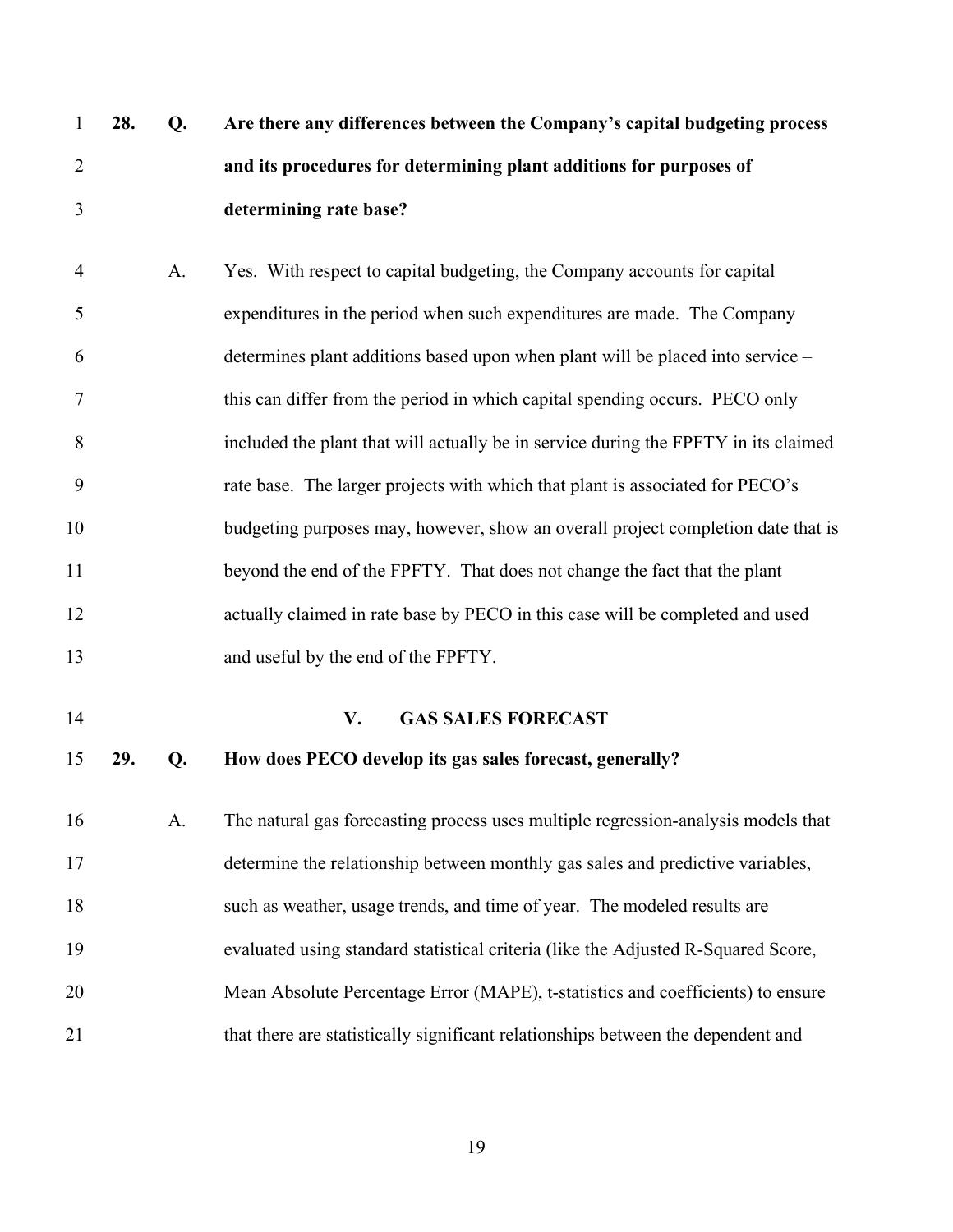**28. Q. Are there any differences between the Company's capital budgeting process and its procedures for determining plant additions for purposes of determining rate base?**

A. Yes. With respect to capital budgeting, the Company accounts for capital expenditures in the period when such expenditures are made. The Company determines plant additions based upon when plant will be placed into service – this can differ from the period in which capital spending occurs. PECO only included the plant that will actually be in service during the FPFTY in its claimed rate base. The larger projects with which that plant is associated for PECO's budgeting purposes may, however, show an overall project completion date that is beyond the end of the FPFTY. That does not change the fact that the plant actually claimed in rate base by PECO in this case will be completed and used and useful by the end of the FPFTY.

## V. GAS SALES FORECAST

**29. Q. How does PECO develop its gas sales forecast, generally?**

A. The natural gas forecasting process uses multiple regression-analysis models that determine the relationship between monthly gas sales and predictive variables, such as weather, usage trends, and time of year. The modeled results are evaluated using standard statistical criteria (like the Adjusted R-Squared Score, Mean Absolute Percentage Error (MAPE), t-statistics and coefficients) to ensure that there are statistically significant relationships between the dependent and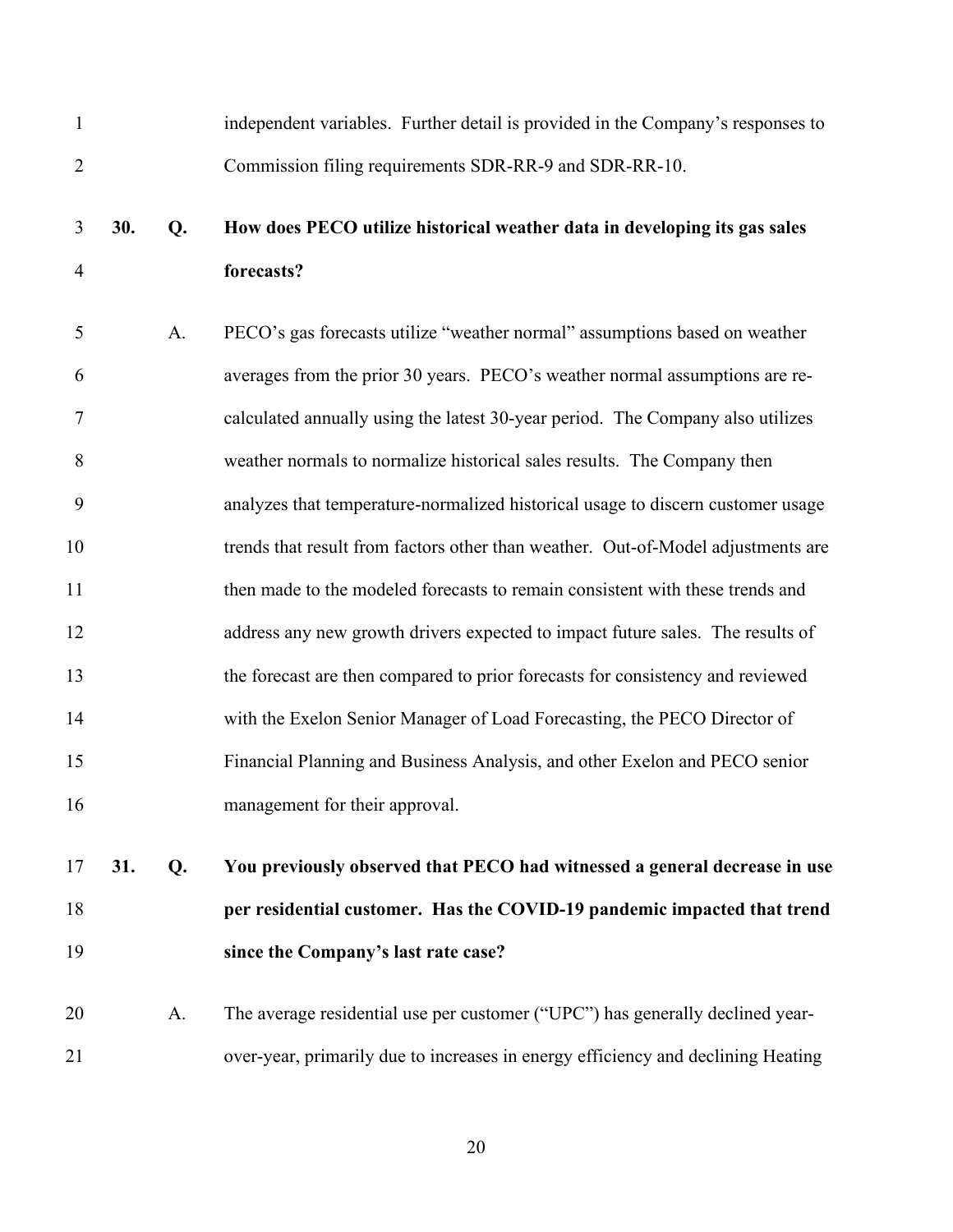independent variables. Further detail is provided in the Company's responses to Commission filing requirements SDR-RR-9 and SDR-RR-10.

**30. Q. How does PECO utilize historical weather data in developing its gas sales forecasts?**

A. PECO's gas forecasts utilize "weather normal" assumptions based on weather averages from the prior 30 years. PECO's weather normal assumptions are re-calculated annually using the latest 30-year period. The Company also utilizes weather normals to normalize historical sales results. The Company then analyzes that temperature-normalized historical usage to discern customer usage trends that result from factors other than weather. Out-of-Model adjustments are then made to the modeled forecasts to remain consistent with these trends and address any new growth drivers expected to impact future sales. The results of the forecast are then compared to prior forecasts for consistency and reviewed with the Exelon Senior Manager of Load Forecasting, the PECO Director of Financial Planning and Business Analysis, and other Exelon and PECO senior management for their approval.

**31. Q. You previously observed that PECO had witnessed a general decrease in use per residential customer. Has the COVID-19 pandemic impacted that trend since the Company's last rate case?**

A. The average residential use per customer ("UPC") has generally declined year-over-year, primarily due to increases in energy efficiency and declining Heating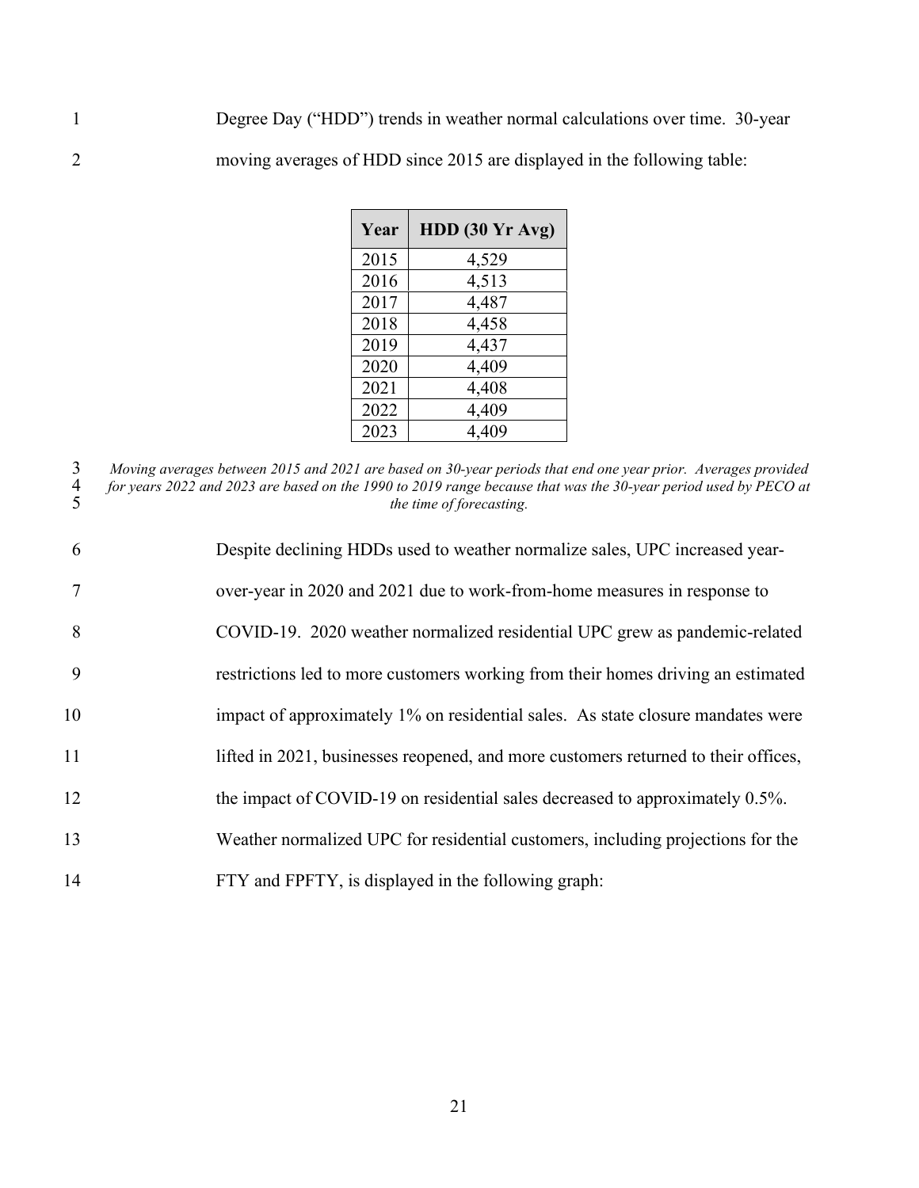Degree Day ("HDD") trends in weather normal calculations over time. 30-year moving averages of HDD since 2015 are displayed in the following table:

| Year | HDD (30 Yr Avg) |
|---|---|
| 2015 | 4,529 |
| 2016 | 4,513 |
| 2017 | 4,487 |
| 2018 | 4,458 |
| 2019 | 4,437 |
| 2020 | 4,409 |
| 2021 | 4,408 |
| 2022 | 4,409 |
| 2023 | 4,409 |

*Moving averages between 2015 and 2021 are based on 30-year periods that end one year prior. Averages provided for years 2022 and 2023 are based on the 1990 to 2019 range because that was the 30-year period used by PECO at the time of forecasting.*

Despite declining HDDs used to weather normalize sales, UPC increased year-over-year in 2020 and 2021 due to work-from-home measures in response to COVID-19. 2020 weather normalized residential UPC grew as pandemic-related restrictions led to more customers working from their homes driving an estimated impact of approximately 1% on residential sales. As state closure mandates were lifted in 2021, businesses reopened, and more customers returned to their offices, the impact of COVID-19 on residential sales decreased to approximately 0.5%. Weather normalized UPC for residential customers, including projections for the FTY and FPFTY, is displayed in the following graph: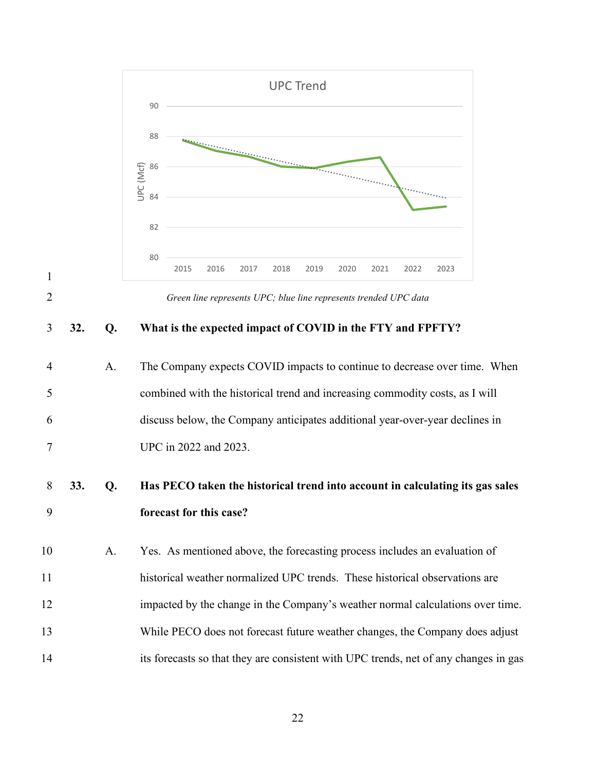Green line represents UPC; blue line represents trended UPC data

**32. Q. What is the expected impact of COVID in the FTY and FPFTY?**

A. The Company expects COVID impacts to continue to decrease over time. When combined with the historical trend and increasing commodity costs, as I will discuss below, the Company anticipates additional year-over-year declines in UPC in 2022 and 2023.

**33. Q. Has PECO taken the historical trend into account in calculating its gas sales forecast for this case?**

A. Yes. As mentioned above, the forecasting process includes an evaluation of historical weather normalized UPC trends. These historical observations are impacted by the change in the Company's weather normal calculations over time. While PECO does not forecast future weather changes, the Company does adjust its forecasts so that they are consistent with UPC trends, net of any changes in gas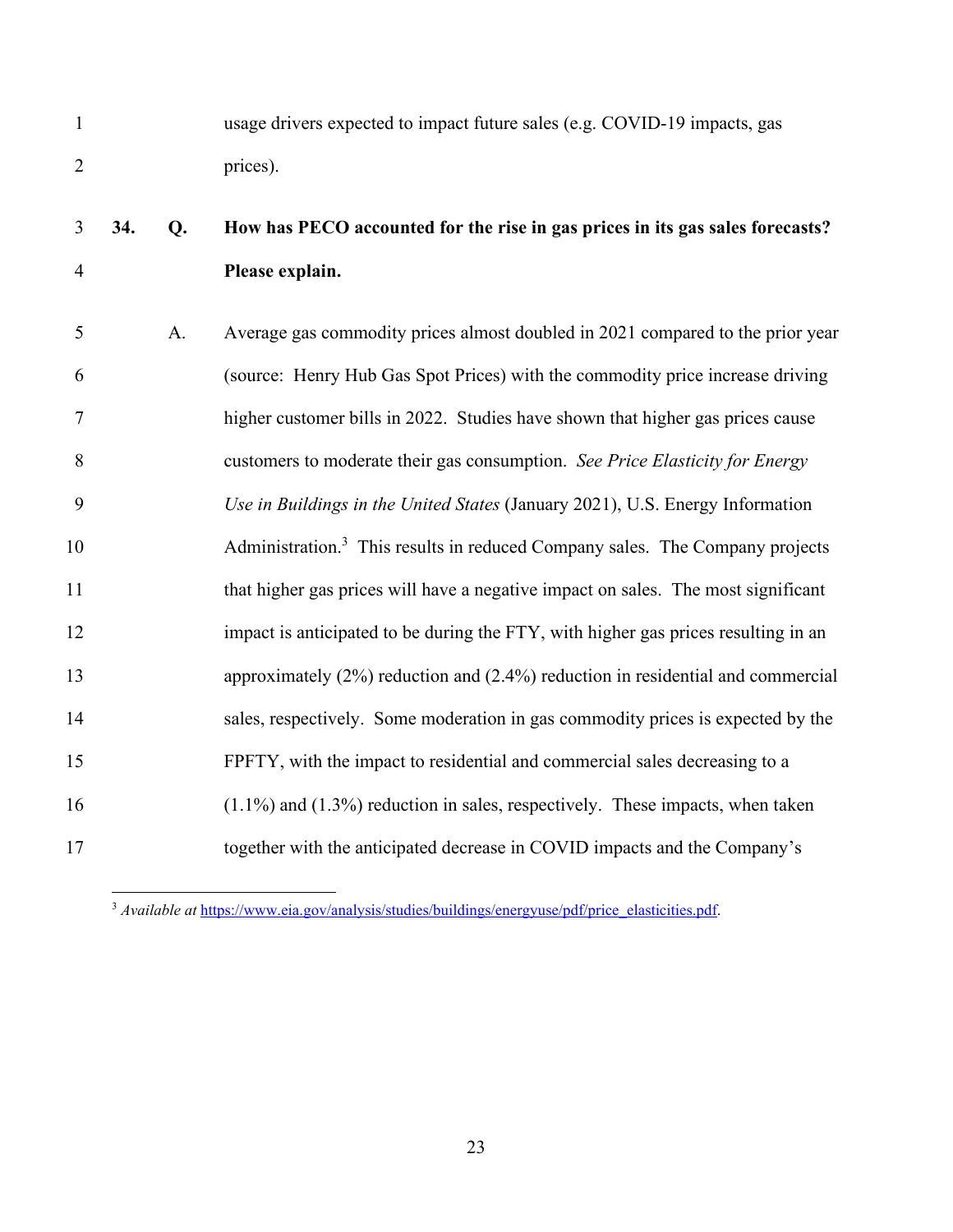usage drivers expected to impact future sales (e.g. COVID-19 impacts, gas prices).

**34. Q. How has PECO accounted for the rise in gas prices in its gas sales forecasts? Please explain.**

A. Average gas commodity prices almost doubled in 2021 compared to the prior year (source: Henry Hub Gas Spot Prices) with the commodity price increase driving higher customer bills in 2022. Studies have shown that higher gas prices cause customers to moderate their gas consumption. *See Price Elasticity for Energy Use in Buildings in the United States* (January 2021), U.S. Energy Information Administration.[3] This results in reduced Company sales. The Company projects that higher gas prices will have a negative impact on sales. The most significant impact is anticipated to be during the FTY, with higher gas prices resulting in an approximately (2%) reduction and (2.4%) reduction in residential and commercial sales, respectively. Some moderation in gas commodity prices is expected by the FPFTY, with the impact to residential and commercial sales decreasing to a (1.1%) and (1.3%) reduction in sales, respectively. These impacts, when taken together with the anticipated decrease in COVID impacts and the Company's

---

[3] *Available at* https://www.eia.gov/analysis/studies/buildings/energyuse/pdf/price_elasticities.pdf.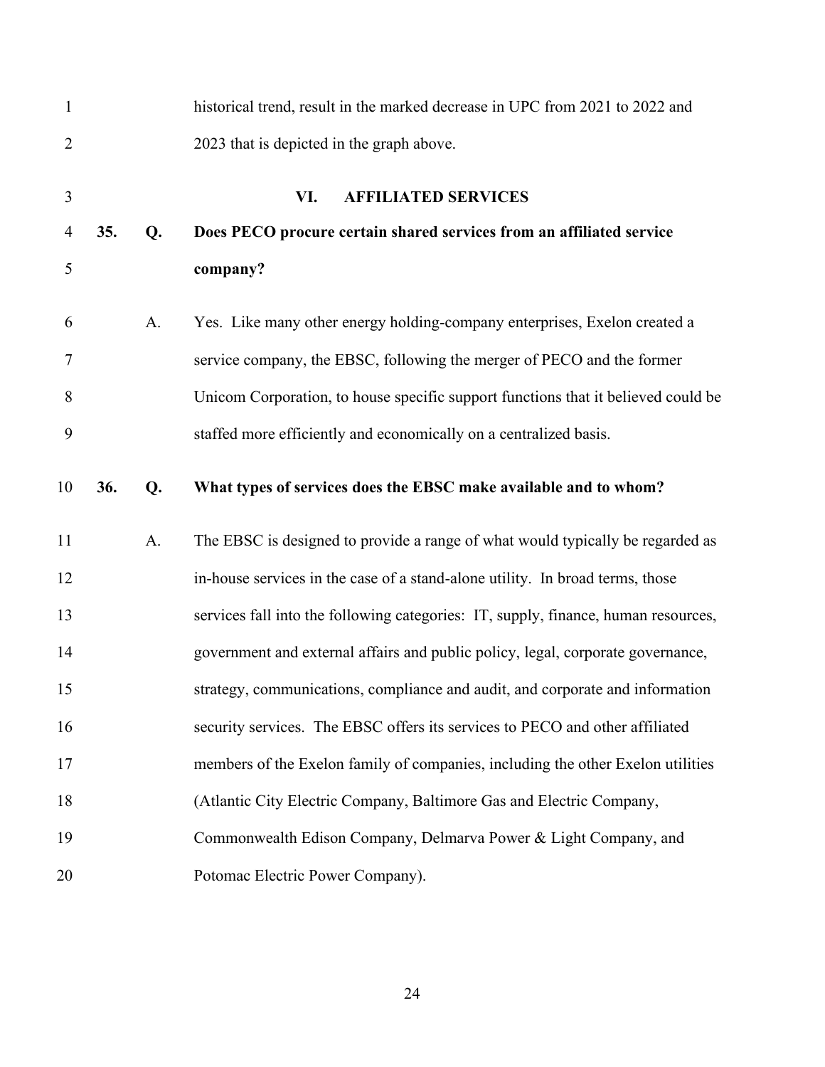historical trend, result in the marked decrease in UPC from 2021 to 2022 and 2023 that is depicted in the graph above.

## VI. AFFILIATED SERVICES

**35. Q. Does PECO procure certain shared services from an affiliated service company?**

A. Yes. Like many other energy holding-company enterprises, Exelon created a service company, the EBSC, following the merger of PECO and the former Unicom Corporation, to house specific support functions that it believed could be staffed more efficiently and economically on a centralized basis.

**36. Q. What types of services does the EBSC make available and to whom?**

A. The EBSC is designed to provide a range of what would typically be regarded as in-house services in the case of a stand-alone utility. In broad terms, those services fall into the following categories: IT, supply, finance, human resources, government and external affairs and public policy, legal, corporate governance, strategy, communications, compliance and audit, and corporate and information security services. The EBSC offers its services to PECO and other affiliated members of the Exelon family of companies, including the other Exelon utilities (Atlantic City Electric Company, Baltimore Gas and Electric Company, Commonwealth Edison Company, Delmarva Power & Light Company, and Potomac Electric Power Company).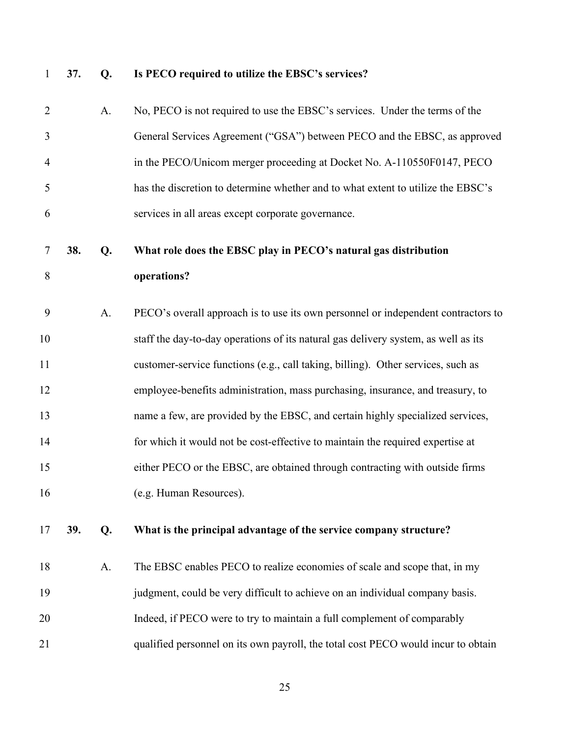**37. Q. Is PECO required to utilize the EBSC's services?**

A. No, PECO is not required to use the EBSC's services. Under the terms of the General Services Agreement ("GSA") between PECO and the EBSC, as approved in the PECO/Unicom merger proceeding at Docket No. A-110550F0147, PECO has the discretion to determine whether and to what extent to utilize the EBSC's services in all areas except corporate governance.

**38. Q. What role does the EBSC play in PECO's natural gas distribution operations?**

A. PECO's overall approach is to use its own personnel or independent contractors to staff the day-to-day operations of its natural gas delivery system, as well as its customer-service functions (e.g., call taking, billing). Other services, such as employee-benefits administration, mass purchasing, insurance, and treasury, to name a few, are provided by the EBSC, and certain highly specialized services, for which it would not be cost-effective to maintain the required expertise at either PECO or the EBSC, are obtained through contracting with outside firms (e.g. Human Resources).

**39. Q. What is the principal advantage of the service company structure?**

A. The EBSC enables PECO to realize economies of scale and scope that, in my judgment, could be very difficult to achieve on an individual company basis. Indeed, if PECO were to try to maintain a full complement of comparably qualified personnel on its own payroll, the total cost PECO would incur to obtain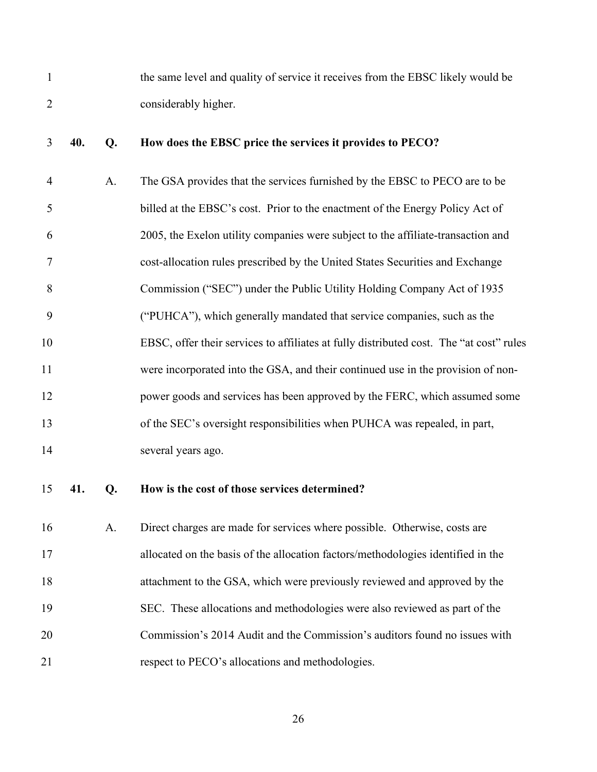the same level and quality of service it receives from the EBSC likely would be considerably higher.

**40. Q. How does the EBSC price the services it provides to PECO?**

A. The GSA provides that the services furnished by the EBSC to PECO are to be billed at the EBSC's cost. Prior to the enactment of the Energy Policy Act of 2005, the Exelon utility companies were subject to the affiliate-transaction and cost-allocation rules prescribed by the United States Securities and Exchange Commission ("SEC") under the Public Utility Holding Company Act of 1935 ("PUHCA"), which generally mandated that service companies, such as the EBSC, offer their services to affiliates at fully distributed cost. The "at cost" rules were incorporated into the GSA, and their continued use in the provision of non-power goods and services has been approved by the FERC, which assumed some of the SEC's oversight responsibilities when PUHCA was repealed, in part, several years ago.

**41. Q. How is the cost of those services determined?**

A. Direct charges are made for services where possible. Otherwise, costs are allocated on the basis of the allocation factors/methodologies identified in the attachment to the GSA, which were previously reviewed and approved by the SEC. These allocations and methodologies were also reviewed as part of the Commission's 2014 Audit and the Commission's auditors found no issues with respect to PECO's allocations and methodologies.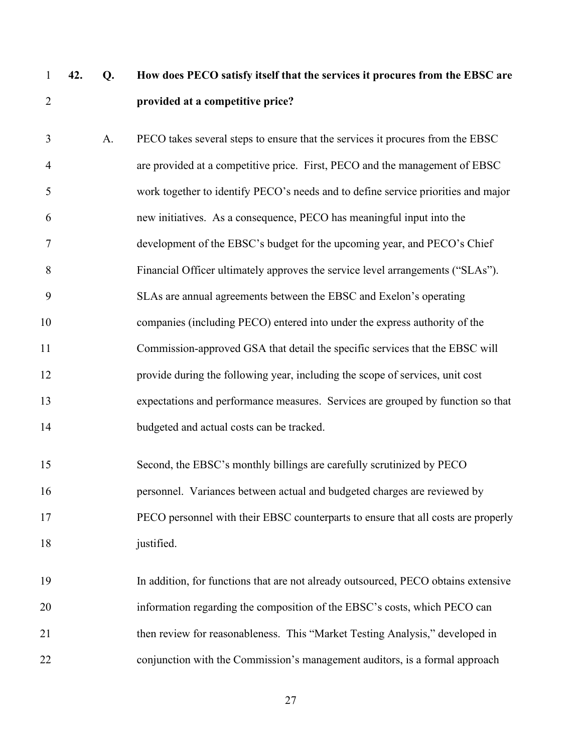**42. Q. How does PECO satisfy itself that the services it procures from the EBSC are provided at a competitive price?**

A. PECO takes several steps to ensure that the services it procures from the EBSC are provided at a competitive price. First, PECO and the management of EBSC work together to identify PECO's needs and to define service priorities and major new initiatives. As a consequence, PECO has meaningful input into the development of the EBSC's budget for the upcoming year, and PECO's Chief Financial Officer ultimately approves the service level arrangements ("SLAs"). SLAs are annual agreements between the EBSC and Exelon's operating companies (including PECO) entered into under the express authority of the Commission-approved GSA that detail the specific services that the EBSC will provide during the following year, including the scope of services, unit cost expectations and performance measures. Services are grouped by function so that budgeted and actual costs can be tracked.

Second, the EBSC's monthly billings are carefully scrutinized by PECO personnel. Variances between actual and budgeted charges are reviewed by PECO personnel with their EBSC counterparts to ensure that all costs are properly justified.

In addition, for functions that are not already outsourced, PECO obtains extensive information regarding the composition of the EBSC's costs, which PECO can then review for reasonableness. This "Market Testing Analysis," developed in conjunction with the Commission's management auditors, is a formal approach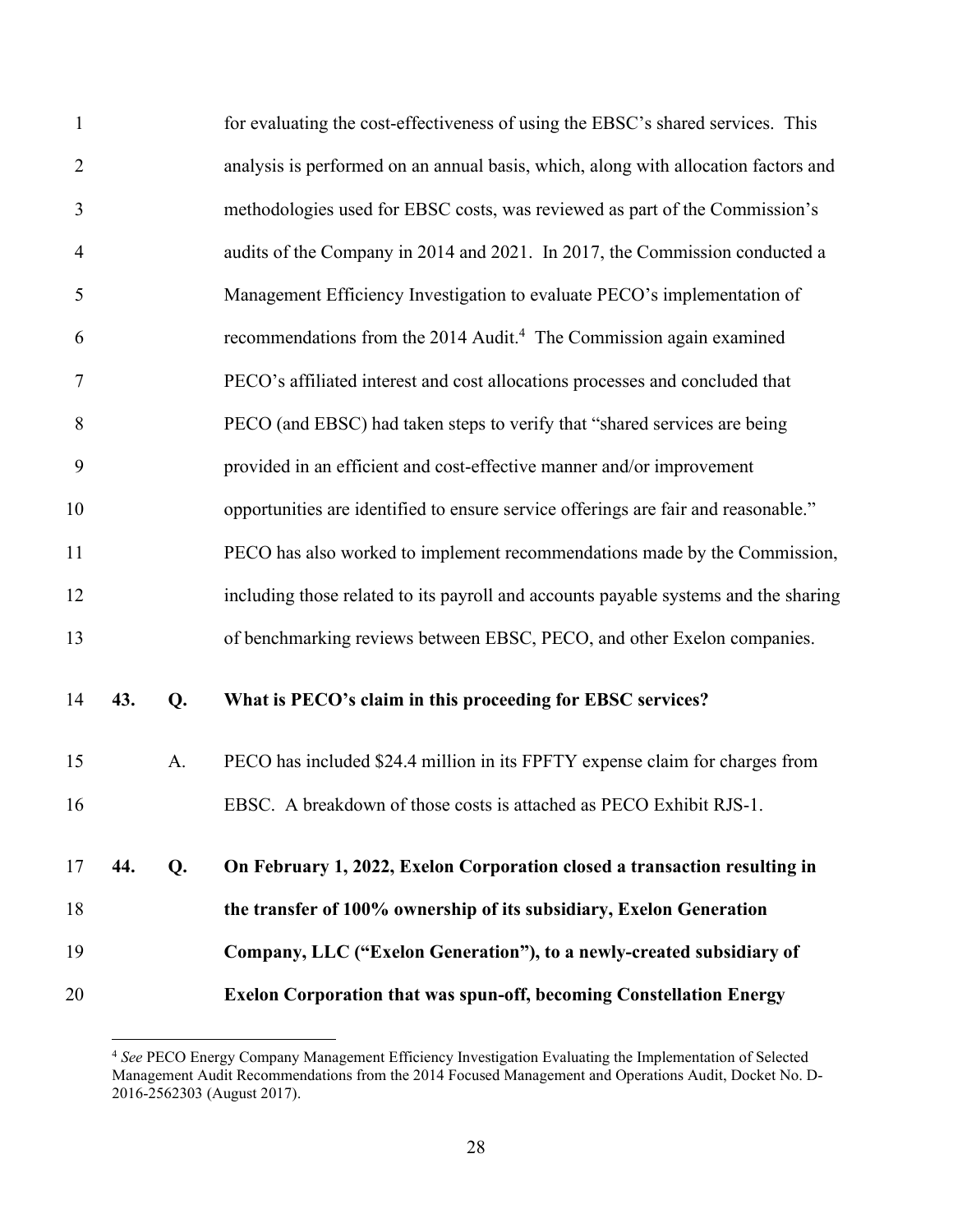for evaluating the cost-effectiveness of using the EBSC's shared services. This analysis is performed on an annual basis, which, along with allocation factors and methodologies used for EBSC costs, was reviewed as part of the Commission's audits of the Company in 2014 and 2021. In 2017, the Commission conducted a Management Efficiency Investigation to evaluate PECO's implementation of recommendations from the 2014 Audit.[4] The Commission again examined PECO's affiliated interest and cost allocations processes and concluded that PECO (and EBSC) had taken steps to verify that "shared services are being provided in an efficient and cost-effective manner and/or improvement opportunities are identified to ensure service offerings are fair and reasonable." PECO has also worked to implement recommendations made by the Commission, including those related to its payroll and accounts payable systems and the sharing of benchmarking reviews between EBSC, PECO, and other Exelon companies.

**43. Q. What is PECO's claim in this proceeding for EBSC services?**

A. PECO has included $24.4 million in its FPFTY expense claim for charges from EBSC. A breakdown of those costs is attached as PECO Exhibit RJS-1.

**44. Q. On February 1, 2022, Exelon Corporation closed a transaction resulting in the transfer of 100% ownership of its subsidiary, Exelon Generation Company, LLC ("Exelon Generation"), to a newly-created subsidiary of Exelon Corporation that was spun-off, becoming Constellation Energy**

---

[4] *See* PECO Energy Company Management Efficiency Investigation Evaluating the Implementation of Selected Management Audit Recommendations from the 2014 Focused Management and Operations Audit, Docket No. D-2016-2562303 (August 2017).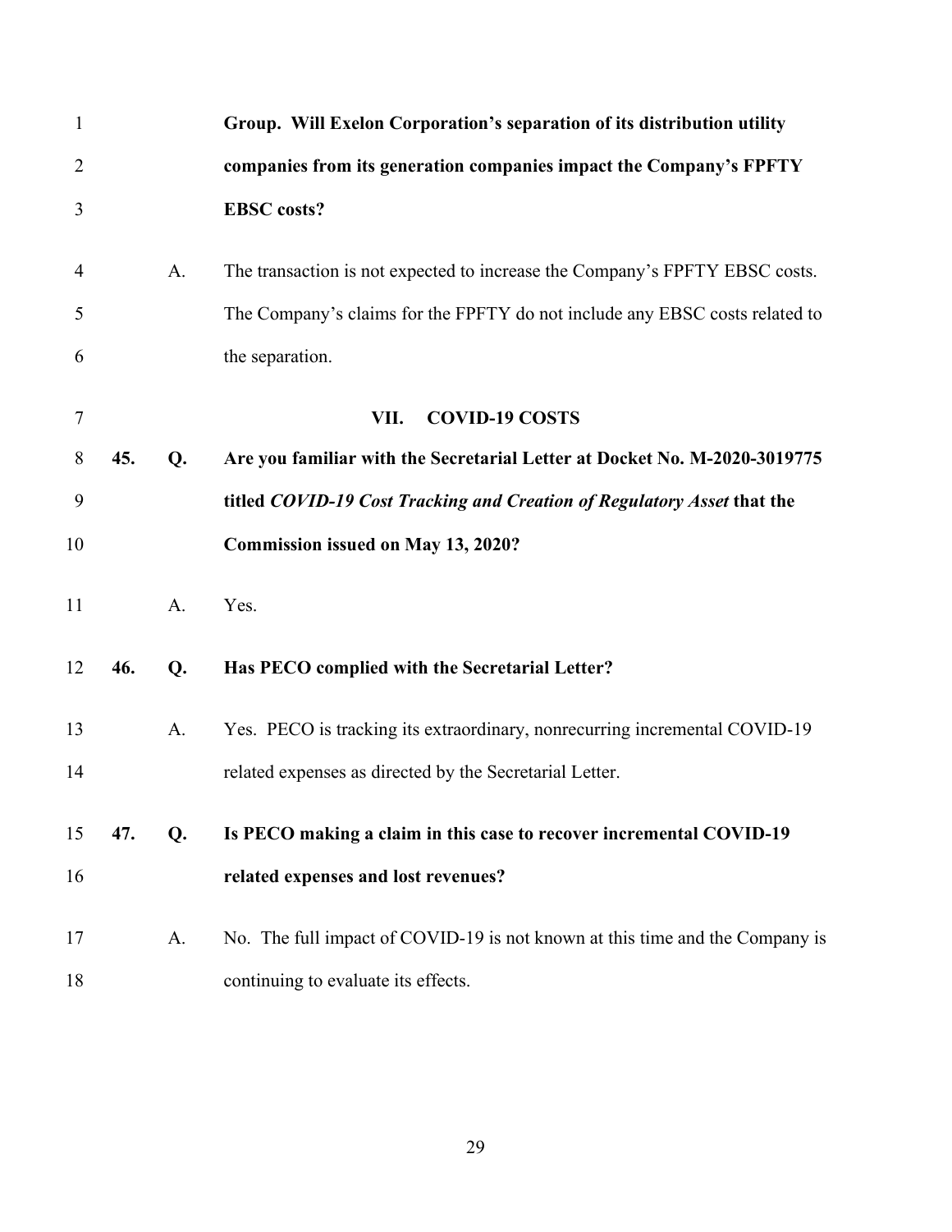**Group. Will Exelon Corporation's separation of its distribution utility companies from its generation companies impact the Company's FPFTY EBSC costs?**

A. The transaction is not expected to increase the Company's FPFTY EBSC costs. The Company's claims for the FPFTY do not include any EBSC costs related to the separation.

## VII. COVID-19 COSTS

**45. Q. Are you familiar with the Secretarial Letter at Docket No. M-2020-3019775 titled *COVID-19 Cost Tracking and Creation of Regulatory Asset* that the Commission issued on May 13, 2020?**

A. Yes.

**46. Q. Has PECO complied with the Secretarial Letter?**

A. Yes. PECO is tracking its extraordinary, nonrecurring incremental COVID-19 related expenses as directed by the Secretarial Letter.

**47. Q. Is PECO making a claim in this case to recover incremental COVID-19 related expenses and lost revenues?**

A. No. The full impact of COVID-19 is not known at this time and the Company is continuing to evaluate its effects.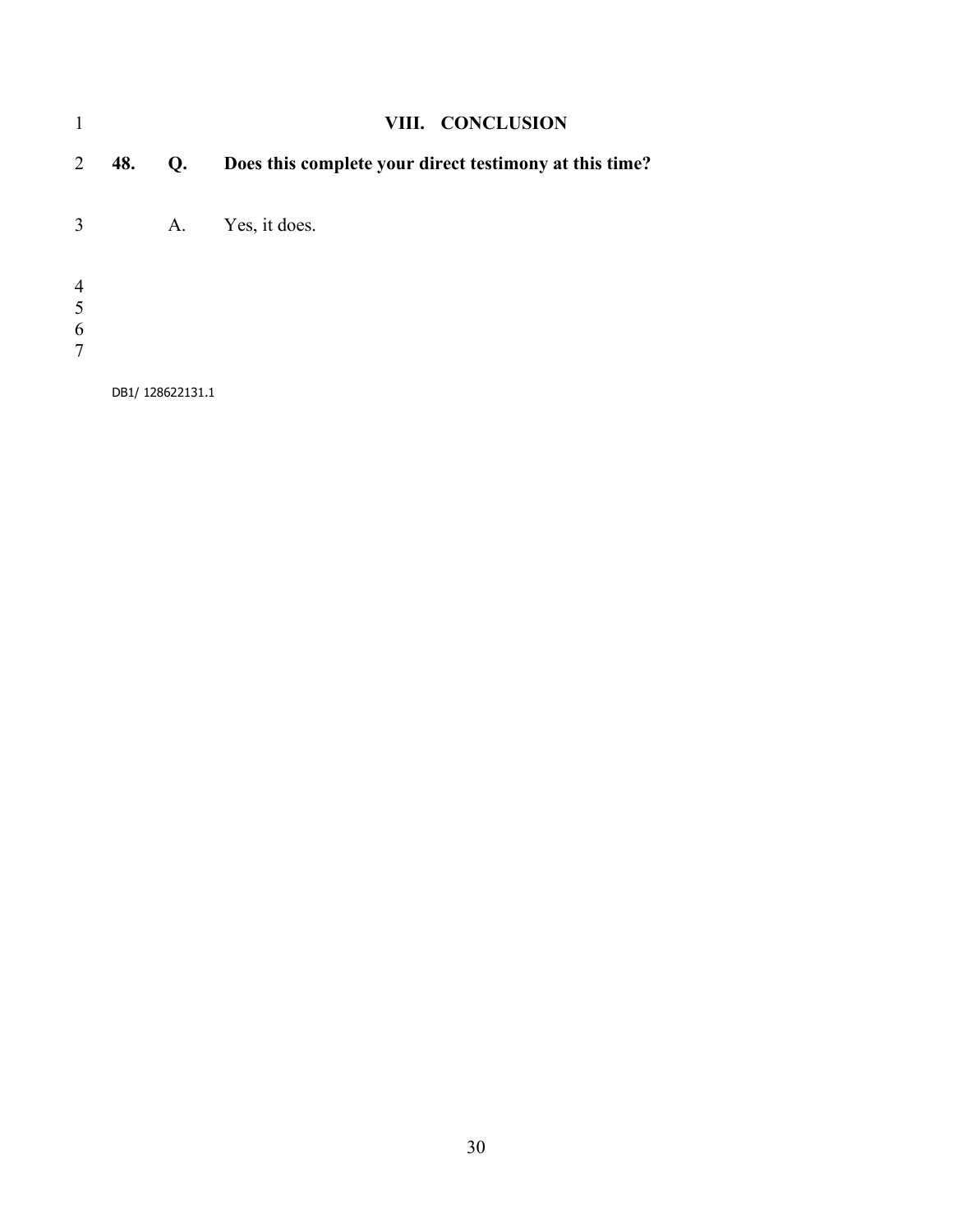## VIII. CONCLUSION

**48. Q. Does this complete your direct testimony at this time?**

A. Yes, it does.

DB1/ 128622131.1